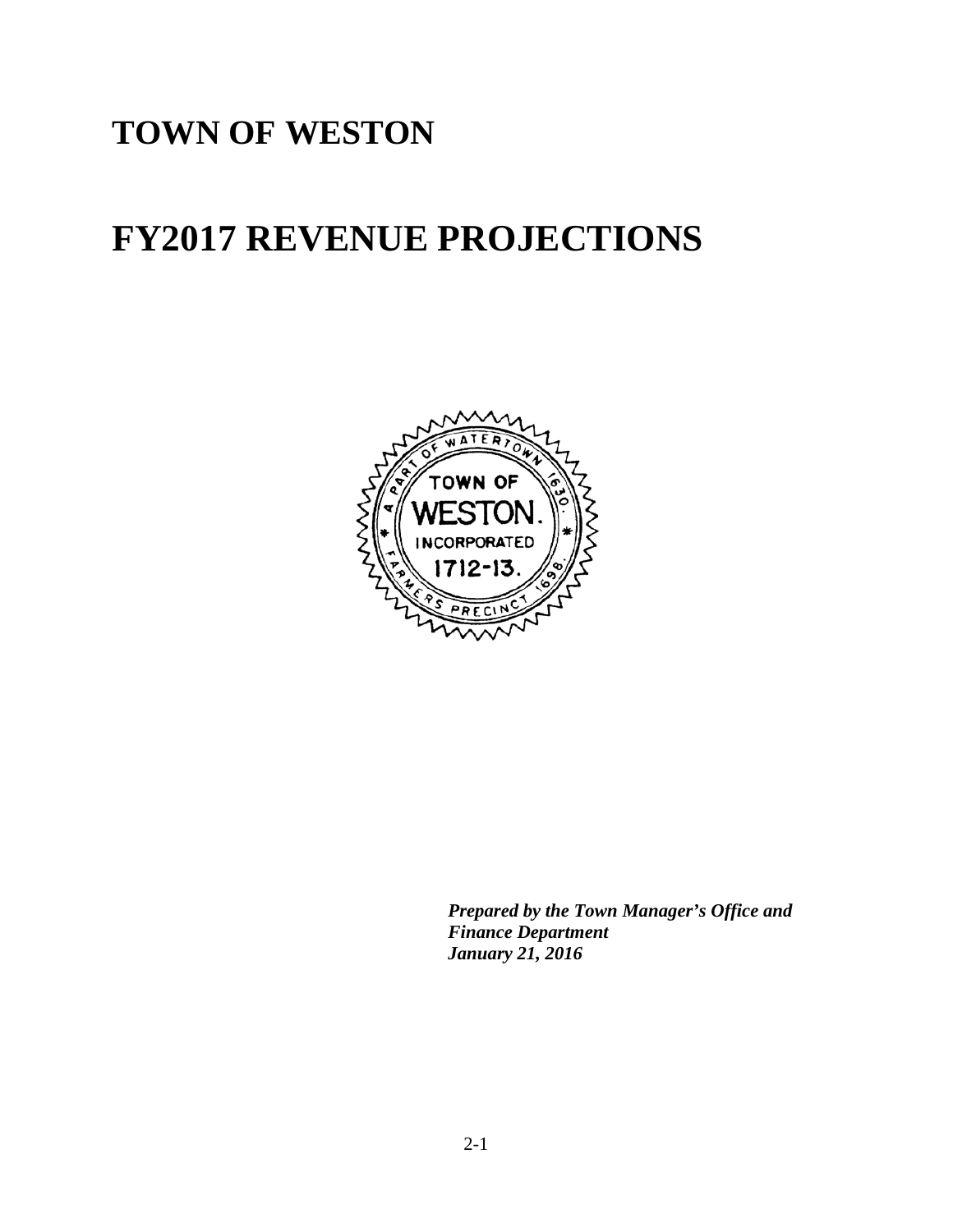# TOWN OF WESTON

# FY2017 REVENUE PROJECTIONS

***Prepared by the Town Manager's Office and Finance Department***
***January 21, 2016***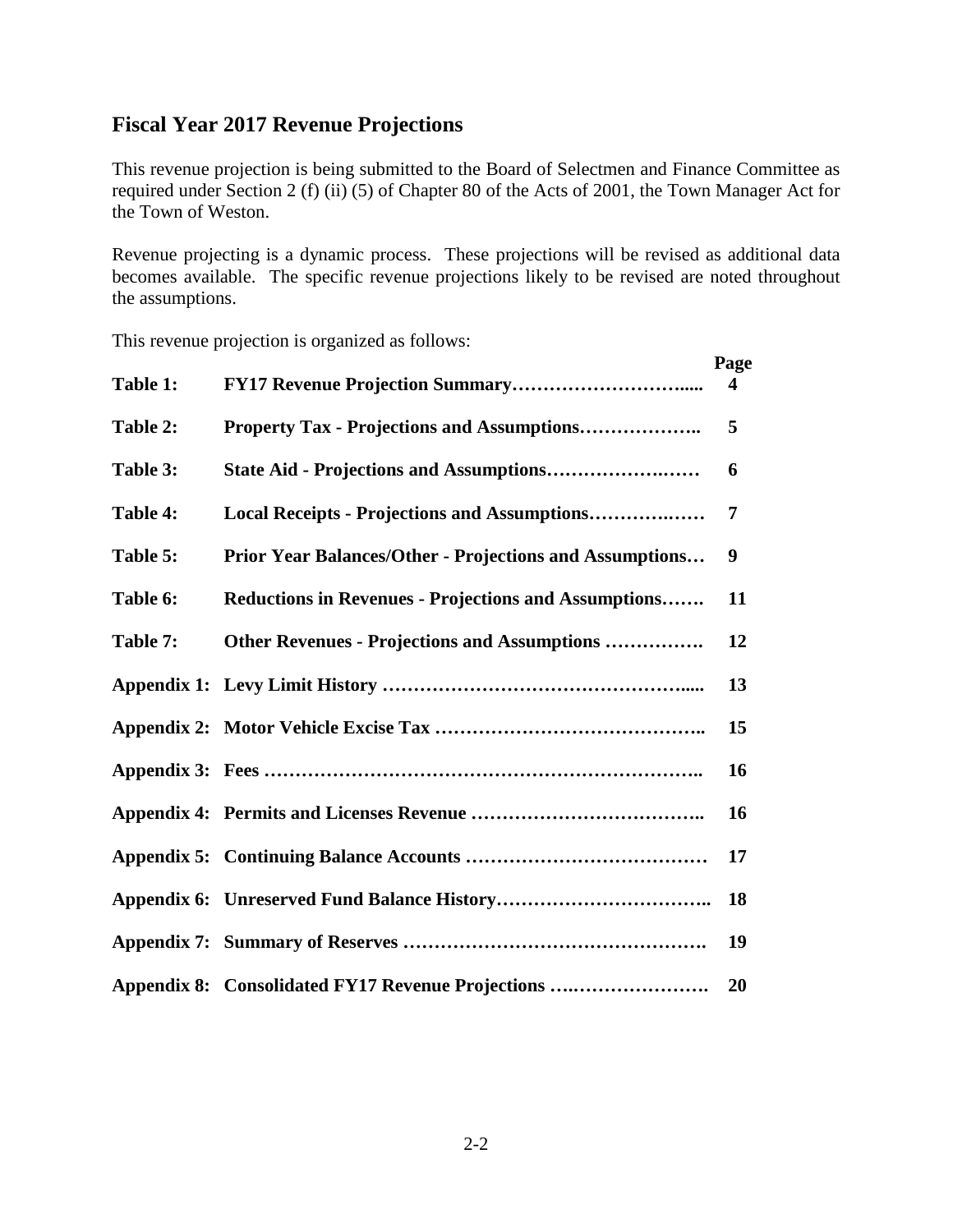## Fiscal Year 2017 Revenue Projections

This revenue projection is being submitted to the Board of Selectmen and Finance Committee as required under Section 2 (f) (ii) (5) of Chapter 80 of the Acts of 2001, the Town Manager Act for the Town of Weston.

Revenue projecting is a dynamic process. These projections will be revised as additional data becomes available. The specific revenue projections likely to be revised are noted throughout the assumptions.

This revenue projection is organized as follows:

| | | Page |
|---|---|---|
| **Table 1:** | **FY17 Revenue Projection Summary** | **4** |
| **Table 2:** | **Property Tax - Projections and Assumptions** | **5** |
| **Table 3:** | **State Aid - Projections and Assumptions** | **6** |
| **Table 4:** | **Local Receipts - Projections and Assumptions** | **7** |
| **Table 5:** | **Prior Year Balances/Other - Projections and Assumptions** | **9** |
| **Table 6:** | **Reductions in Revenues - Projections and Assumptions** | **11** |
| **Table 7:** | **Other Revenues - Projections and Assumptions** | **12** |
| **Appendix 1:** | **Levy Limit History** | **13** |
| **Appendix 2:** | **Motor Vehicle Excise Tax** | **15** |
| **Appendix 3:** | **Fees** | **16** |
| **Appendix 4:** | **Permits and Licenses Revenue** | **16** |
| **Appendix 5:** | **Continuing Balance Accounts** | **17** |
| **Appendix 6:** | **Unreserved Fund Balance History** | **18** |
| **Appendix 7:** | **Summary of Reserves** | **19** |
| **Appendix 8:** | **Consolidated FY17 Revenue Projections** | **20** |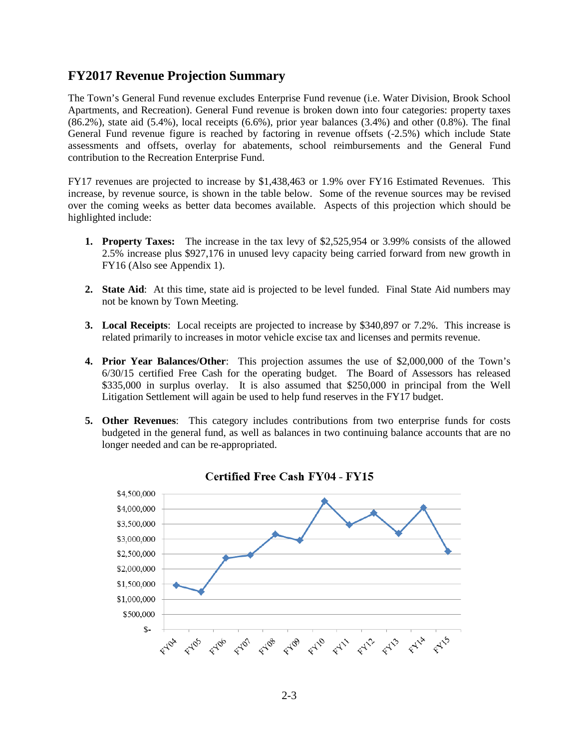## FY2017 Revenue Projection Summary

The Town's General Fund revenue excludes Enterprise Fund revenue (i.e. Water Division, Brook School Apartments, and Recreation). General Fund revenue is broken down into four categories: property taxes (86.2%), state aid (5.4%), local receipts (6.6%), prior year balances (3.4%) and other (0.8%). The final General Fund revenue figure is reached by factoring in revenue offsets (-2.5%) which include State assessments and offsets, overlay for abatements, school reimbursements and the General Fund contribution to the Recreation Enterprise Fund.

FY17 revenues are projected to increase by $1,438,463 or 1.9% over FY16 Estimated Revenues. This increase, by revenue source, is shown in the table below. Some of the revenue sources may be revised over the coming weeks as better data becomes available. Aspects of this projection which should be highlighted include:

1. **Property Taxes:** The increase in the tax levy of $2,525,954 or 3.99% consists of the allowed 2.5% increase plus $927,176 in unused levy capacity being carried forward from new growth in FY16 (Also see Appendix 1).

2. **State Aid**: At this time, state aid is projected to be level funded. Final State Aid numbers may not be known by Town Meeting.

3. **Local Receipts**: Local receipts are projected to increase by $340,897 or 7.2%. This increase is related primarily to increases in motor vehicle excise tax and licenses and permits revenue.

4. **Prior Year Balances/Other**: This projection assumes the use of $2,000,000 of the Town's 6/30/15 certified Free Cash for the operating budget. The Board of Assessors has released $335,000 in surplus overlay. It is also assumed that $250,000 in principal from the Well Litigation Settlement will again be used to help fund reserves in the FY17 budget.

5. **Other Revenues**: This category includes contributions from two enterprise funds for costs budgeted in the general fund, as well as balances in two continuing balance accounts that are no longer needed and can be re-appropriated.

**Certified Free Cash FY04 - FY15**

| Fiscal Year | Certified Free Cash (approx.) |
|---|---|
| FY04 | $1,450,000 |
| FY05 | $1,250,000 |
| FY06 | $2,350,000 |
| FY07 | $2,450,000 |
| FY08 | $3,150,000 |
| FY09 | $2,950,000 |
| FY10 | $4,250,000 |
| FY11 | $3,450,000 |
| FY12 | $3,850,000 |
| FY13 | $3,200,000 |
| FY14 | $4,050,000 |
| FY15 | $2,600,000 |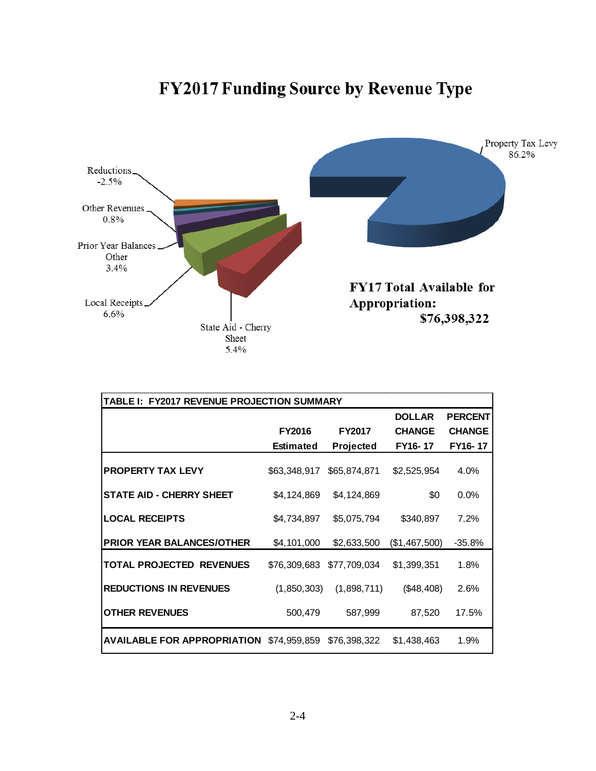# FY2017 Funding Source by Revenue Type

Property Tax Levy 86.2%

Reductions -2.5%

Other Revenues 0.8%

Prior Year Balances Other 3.4%

Local Receipts 6.6%

State Aid - Cherry Sheet 5.4%

**FY17 Total Available for Appropriation: $76,398,322**

| TABLE I: FY2017 REVENUE PROJECTION SUMMARY | FY2016 Estimated | FY2017 Projected | DOLLAR CHANGE FY16- 17 | PERCENT CHANGE FY16- 17 |
|---|---|---|---|---|
| **PROPERTY TAX LEVY** | $63,348,917 | $65,874,871 | $2,525,954 | 4.0% |
| **STATE AID - CHERRY SHEET** | $4,124,869 | $4,124,869 | $0 | 0.0% |
| **LOCAL RECEIPTS** | $4,734,897 | $5,075,794 | $340,897 | 7.2% |
| **PRIOR YEAR BALANCES/OTHER** | $4,101,000 | $2,633,500 | ($1,467,500) | -35.8% |
| **TOTAL PROJECTED REVENUES** | $76,309,683 | $77,709,034 | $1,399,351 | 1.8% |
| **REDUCTIONS IN REVENUES** | (1,850,303) | (1,898,711) | ($48,408) | 2.6% |
| **OTHER REVENUES** | 500,479 | 587,999 | 87,520 | 17.5% |
| **AVAILABLE FOR APPROPRIATION** | $74,959,859 | $76,398,322 | $1,438,463 | 1.9% |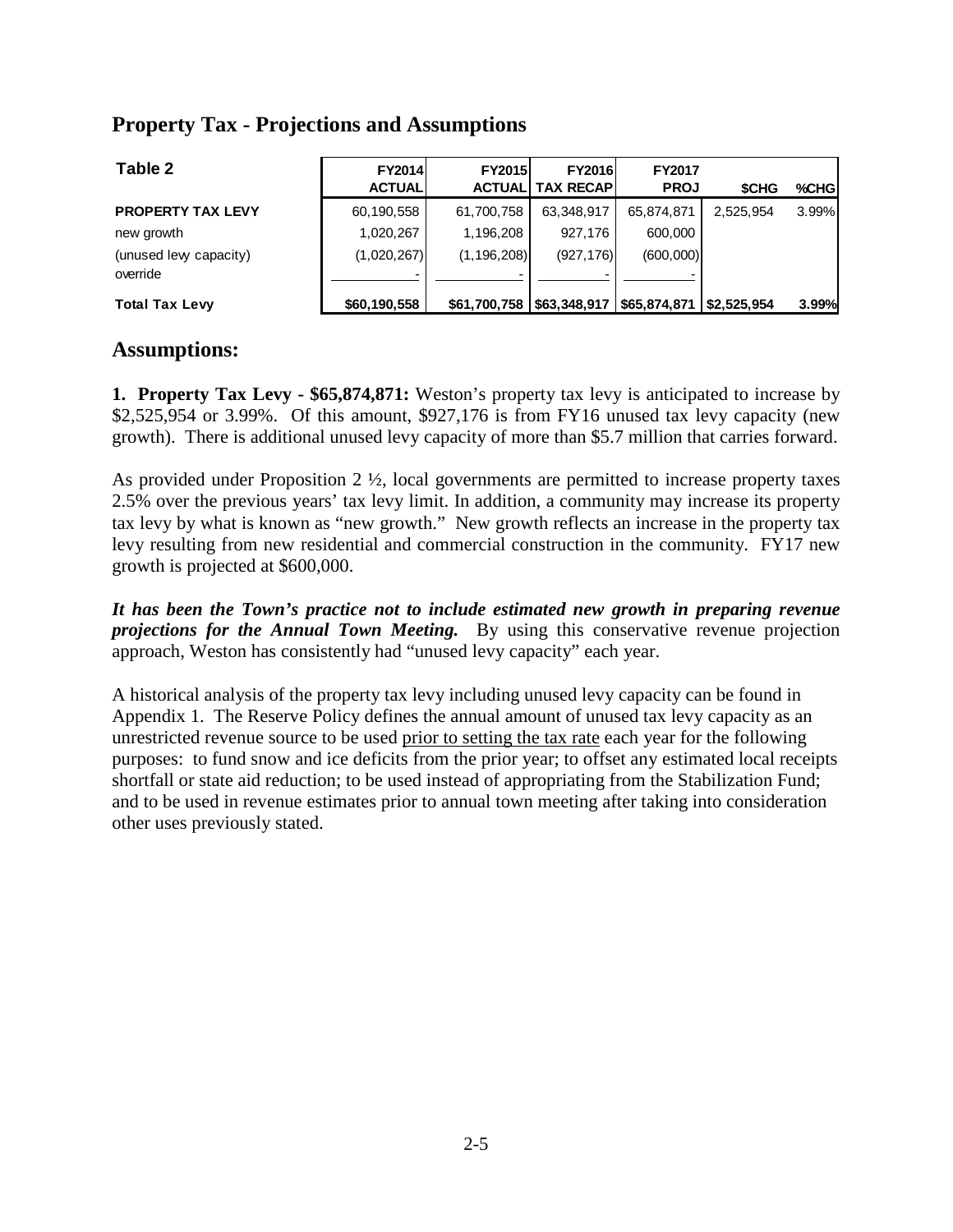## Property Tax - Projections and Assumptions

| Table 2 | FY2014 ACTUAL | FY2015 ACTUAL | FY2016 TAX RECAP | FY2017 PROJ | $CHG | %CHG |
|---|---|---|---|---|---|---|
| **PROPERTY TAX LEVY** | 60,190,558 | 61,700,758 | 63,348,917 | 65,874,871 | 2,525,954 | 3.99% |
| new growth | 1,020,267 | 1,196,208 | 927,176 | 600,000 | | |
| (unused levy capacity) | (1,020,267) | (1,196,208) | (927,176) | (600,000) | | |
| override | - | - | - | - | | |
| **Total Tax Levy** | **$60,190,558** | **$61,700,758** | **$63,348,917** | **$65,874,871** | **$2,525,954** | **3.99%** |

## Assumptions:

**1. Property Tax Levy - $65,874,871:** Weston's property tax levy is anticipated to increase by $2,525,954 or 3.99%. Of this amount, $927,176 is from FY16 unused tax levy capacity (new growth). There is additional unused levy capacity of more than $5.7 million that carries forward.

As provided under Proposition 2 ½, local governments are permitted to increase property taxes 2.5% over the previous years' tax levy limit. In addition, a community may increase its property tax levy by what is known as "new growth." New growth reflects an increase in the property tax levy resulting from new residential and commercial construction in the community. FY17 new growth is projected at $600,000.

***It has been the Town's practice not to include estimated new growth in preparing revenue projections for the Annual Town Meeting.*** By using this conservative revenue projection approach, Weston has consistently had "unused levy capacity" each year.

A historical analysis of the property tax levy including unused levy capacity can be found in Appendix 1. The Reserve Policy defines the annual amount of unused tax levy capacity as an unrestricted revenue source to be used prior to setting the tax rate each year for the following purposes: to fund snow and ice deficits from the prior year; to offset any estimated local receipts shortfall or state aid reduction; to be used instead of appropriating from the Stabilization Fund; and to be used in revenue estimates prior to annual town meeting after taking into consideration other uses previously stated.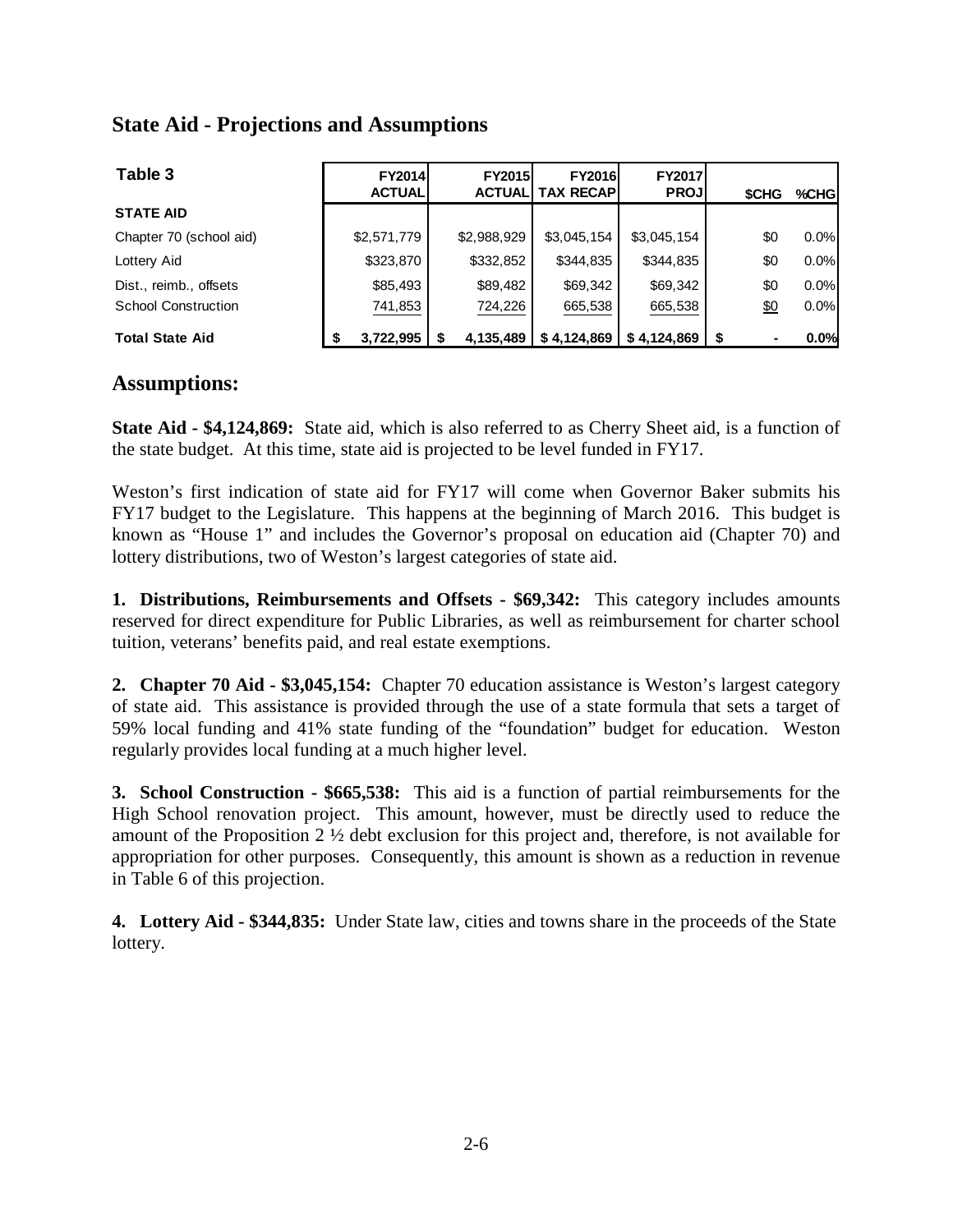## State Aid - Projections and Assumptions

| Table 3 | FY2014 ACTUAL | FY2015 ACTUAL | FY2016 TAX RECAP | FY2017 PROJ | $CHG | %CHG |
|---|---|---|---|---|---|---|
| **STATE AID** | | | | | | |
| Chapter 70 (school aid) | $2,571,779 | $2,988,929 | $3,045,154 | $3,045,154 | $0 | 0.0% |
| Lottery Aid | $323,870 | $332,852 | $344,835 | $344,835 | $0 | 0.0% |
| Dist., reimb., offsets | $85,493 | $89,482 | $69,342 | $69,342 | $0 | 0.0% |
| School Construction | 741,853 | 724,226 | 665,538 | 665,538 | $0 | 0.0% |
| **Total State Aid** | **$ 3,722,995** | **$ 4,135,489** | **$ 4,124,869** | **$ 4,124,869** | **$ -** | **0.0%** |

## Assumptions:

**State Aid - $4,124,869:** State aid, which is also referred to as Cherry Sheet aid, is a function of the state budget. At this time, state aid is projected to be level funded in FY17.

Weston's first indication of state aid for FY17 will come when Governor Baker submits his FY17 budget to the Legislature. This happens at the beginning of March 2016. This budget is known as "House 1" and includes the Governor's proposal on education aid (Chapter 70) and lottery distributions, two of Weston's largest categories of state aid.

**1. Distributions, Reimbursements and Offsets - $69,342:** This category includes amounts reserved for direct expenditure for Public Libraries, as well as reimbursement for charter school tuition, veterans' benefits paid, and real estate exemptions.

**2. Chapter 70 Aid - $3,045,154:** Chapter 70 education assistance is Weston's largest category of state aid. This assistance is provided through the use of a state formula that sets a target of 59% local funding and 41% state funding of the "foundation" budget for education. Weston regularly provides local funding at a much higher level.

**3. School Construction - $665,538:** This aid is a function of partial reimbursements for the High School renovation project. This amount, however, must be directly used to reduce the amount of the Proposition 2 ½ debt exclusion for this project and, therefore, is not available for appropriation for other purposes. Consequently, this amount is shown as a reduction in revenue in Table 6 of this projection.

**4. Lottery Aid - $344,835:** Under State law, cities and towns share in the proceeds of the State lottery.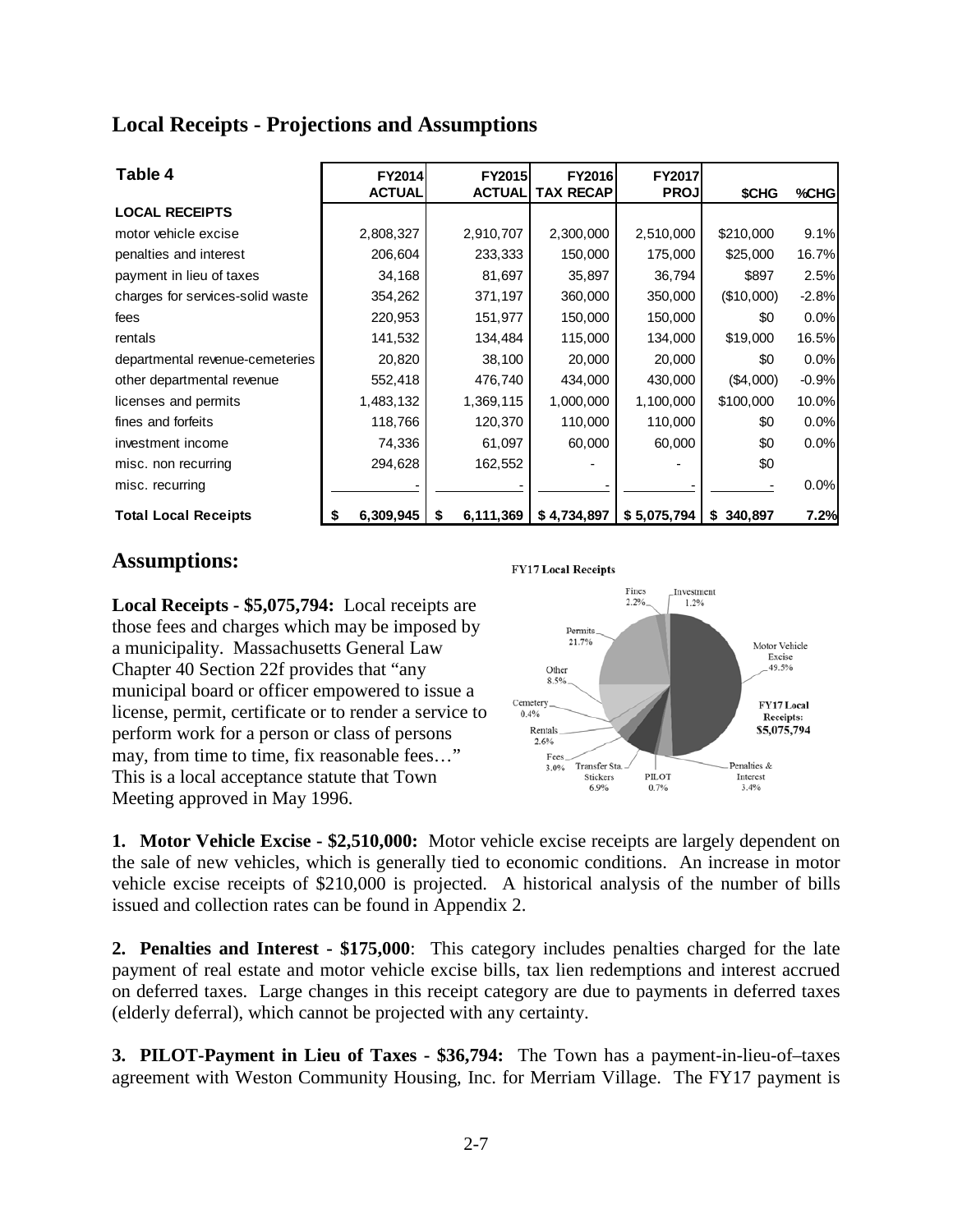## Local Receipts - Projections and Assumptions

| Table 4 | FY2014 ACTUAL | FY2015 ACTUAL | FY2016 TAX RECAP | FY2017 PROJ | $CHG | %CHG |
|---|---|---|---|---|---|---|
| **LOCAL RECEIPTS** | | | | | | |
| motor vehicle excise | 2,808,327 | 2,910,707 | 2,300,000 | 2,510,000 | $210,000 | 9.1% |
| penalties and interest | 206,604 | 233,333 | 150,000 | 175,000 | $25,000 | 16.7% |
| payment in lieu of taxes | 34,168 | 81,697 | 35,897 | 36,794 | $897 | 2.5% |
| charges for services-solid waste | 354,262 | 371,197 | 360,000 | 350,000 | ($10,000) | -2.8% |
| fees | 220,953 | 151,977 | 150,000 | 150,000 | $0 | 0.0% |
| rentals | 141,532 | 134,484 | 115,000 | 134,000 | $19,000 | 16.5% |
| departmental revenue-cemeteries | 20,820 | 38,100 | 20,000 | 20,000 | $0 | 0.0% |
| other departmental revenue | 552,418 | 476,740 | 434,000 | 430,000 | ($4,000) | -0.9% |
| licenses and permits | 1,483,132 | 1,369,115 | 1,000,000 | 1,100,000 | $100,000 | 10.0% |
| fines and forfeits | 118,766 | 120,370 | 110,000 | 110,000 | $0 | 0.0% |
| investment income | 74,336 | 61,097 | 60,000 | 60,000 | $0 | 0.0% |
| misc. non recurring | 294,628 | 162,552 | - | - | $0 | |
| misc. recurring | - | - | - | - | - | 0.0% |
| **Total Local Receipts** | **$ 6,309,945** | **$ 6,111,369** | **$ 4,734,897** | **$ 5,075,794** | **$ 340,897** | **7.2%** |

## Assumptions:

**Local Receipts - $5,075,794:** Local receipts are those fees and charges which may be imposed by a municipality. Massachusetts General Law Chapter 40 Section 22f provides that "any municipal board or officer empowered to issue a license, permit, certificate or to render a service to perform work for a person or class of persons may, from time to time, fix reasonable fees…" This is a local acceptance statute that Town Meeting approved in May 1996.

FY17 Local Receipts

FY17 Local Receipts: $5,075,794

Motor Vehicle Excise 49.5%; Penalties & Interest 3.4%; PILOT 0.7%; Transfer Sta. Stickers 6.9%; Fees 3.0%; Rentals 2.6%; Cemetery 0.4%; Other 8.5%; Permits 21.7%; Fines 2.2%; Investment 1.2%

**1. Motor Vehicle Excise - $2,510,000:** Motor vehicle excise receipts are largely dependent on the sale of new vehicles, which is generally tied to economic conditions. An increase in motor vehicle excise receipts of $210,000 is projected. A historical analysis of the number of bills issued and collection rates can be found in Appendix 2.

**2. Penalties and Interest - $175,000**: This category includes penalties charged for the late payment of real estate and motor vehicle excise bills, tax lien redemptions and interest accrued on deferred taxes. Large changes in this receipt category are due to payments in deferred taxes (elderly deferral), which cannot be projected with any certainty.

**3. PILOT-Payment in Lieu of Taxes - $36,794:** The Town has a payment-in-lieu-of–taxes agreement with Weston Community Housing, Inc. for Merriam Village. The FY17 payment is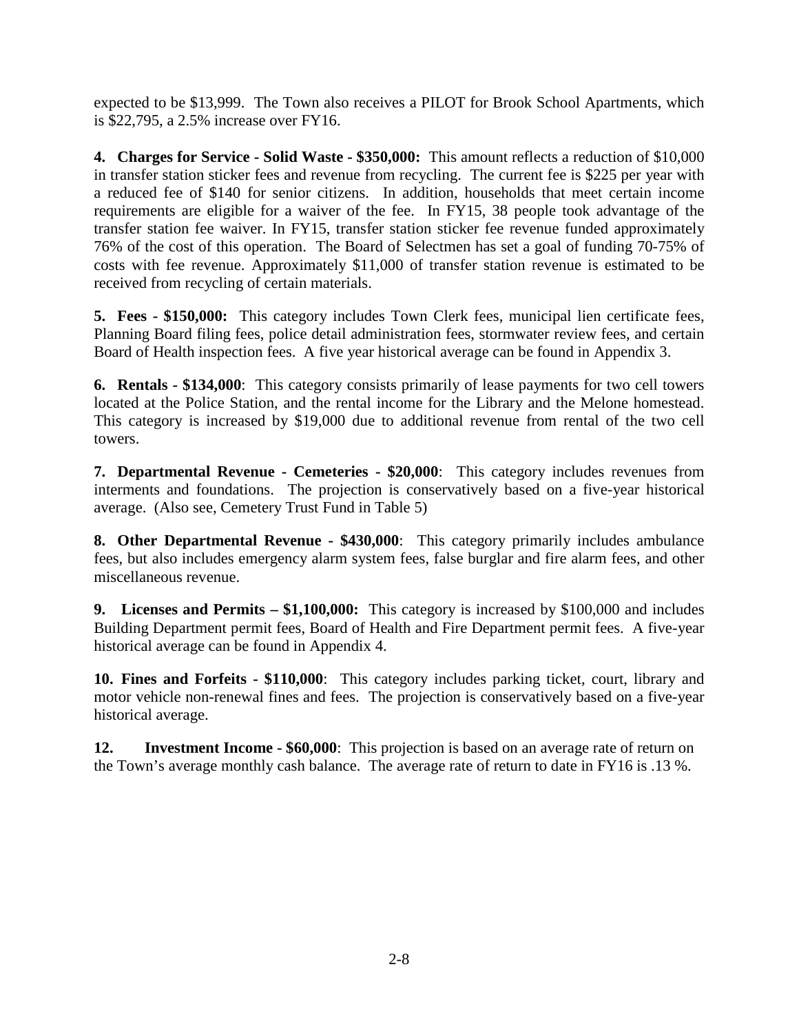expected to be $13,999. The Town also receives a PILOT for Brook School Apartments, which is $22,795, a 2.5% increase over FY16.

**4. Charges for Service - Solid Waste - $350,000:** This amount reflects a reduction of $10,000 in transfer station sticker fees and revenue from recycling. The current fee is $225 per year with a reduced fee of $140 for senior citizens. In addition, households that meet certain income requirements are eligible for a waiver of the fee. In FY15, 38 people took advantage of the transfer station fee waiver. In FY15, transfer station sticker fee revenue funded approximately 76% of the cost of this operation. The Board of Selectmen has set a goal of funding 70-75% of costs with fee revenue. Approximately $11,000 of transfer station revenue is estimated to be received from recycling of certain materials.

**5. Fees - $150,000:** This category includes Town Clerk fees, municipal lien certificate fees, Planning Board filing fees, police detail administration fees, stormwater review fees, and certain Board of Health inspection fees. A five year historical average can be found in Appendix 3.

**6. Rentals - $134,000**: This category consists primarily of lease payments for two cell towers located at the Police Station, and the rental income for the Library and the Melone homestead. This category is increased by $19,000 due to additional revenue from rental of the two cell towers.

**7. Departmental Revenue - Cemeteries - $20,000**: This category includes revenues from interments and foundations. The projection is conservatively based on a five-year historical average. (Also see, Cemetery Trust Fund in Table 5)

**8. Other Departmental Revenue - $430,000**: This category primarily includes ambulance fees, but also includes emergency alarm system fees, false burglar and fire alarm fees, and other miscellaneous revenue.

**9. Licenses and Permits – $1,100,000:** This category is increased by $100,000 and includes Building Department permit fees, Board of Health and Fire Department permit fees. A five-year historical average can be found in Appendix 4.

**10. Fines and Forfeits - $110,000**: This category includes parking ticket, court, library and motor vehicle non-renewal fines and fees. The projection is conservatively based on a five-year historical average.

**12. Investment Income - $60,000**: This projection is based on an average rate of return on the Town's average monthly cash balance. The average rate of return to date in FY16 is .13 %.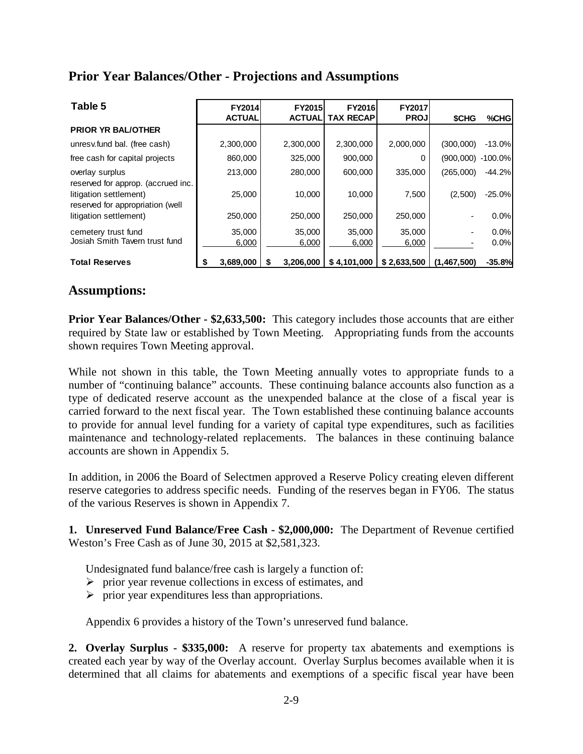## Prior Year Balances/Other - Projections and Assumptions

| Table 5 | FY2014 ACTUAL | FY2015 ACTUAL | FY2016 TAX RECAP | FY2017 PROJ | $CHG | %CHG |
|---|---|---|---|---|---|---|
| **PRIOR YR BAL/OTHER** | | | | | | |
| unresv.fund bal. (free cash) | 2,300,000 | 2,300,000 | 2,300,000 | 2,000,000 | (300,000) | -13.0% |
| free cash for capital projects | 860,000 | 325,000 | 900,000 | 0 | (900,000) | -100.0% |
| overlay surplus | 213,000 | 280,000 | 600,000 | 335,000 | (265,000) | -44.2% |
| reserved for approp. (accrued inc. litigation settlement) | 25,000 | 10,000 | 10,000 | 7,500 | (2,500) | -25.0% |
| reserved for appropriation (well litigation settlement) | 250,000 | 250,000 | 250,000 | 250,000 | - | 0.0% |
| cemetery trust fund | 35,000 | 35,000 | 35,000 | 35,000 | - | 0.0% |
| Josiah Smith Tavern trust fund | 6,000 | 6,000 | 6,000 | 6,000 | - | 0.0% |
| **Total Reserves** | **$ 3,689,000** | **$ 3,206,000** | **$ 4,101,000** | **$ 2,633,500** | **(1,467,500)** | **-35.8%** |

## Assumptions:

**Prior Year Balances/Other - $2,633,500:** This category includes those accounts that are either required by State law or established by Town Meeting. Appropriating funds from the accounts shown requires Town Meeting approval.

While not shown in this table, the Town Meeting annually votes to appropriate funds to a number of "continuing balance" accounts. These continuing balance accounts also function as a type of dedicated reserve account as the unexpended balance at the close of a fiscal year is carried forward to the next fiscal year. The Town established these continuing balance accounts to provide for annual level funding for a variety of capital type expenditures, such as facilities maintenance and technology-related replacements. The balances in these continuing balance accounts are shown in Appendix 5.

In addition, in 2006 the Board of Selectmen approved a Reserve Policy creating eleven different reserve categories to address specific needs. Funding of the reserves began in FY06. The status of the various Reserves is shown in Appendix 7.

**1. Unreserved Fund Balance/Free Cash - $2,000,000:** The Department of Revenue certified Weston's Free Cash as of June 30, 2015 at $2,581,323.

Undesignated fund balance/free cash is largely a function of:

- prior year revenue collections in excess of estimates, and
- prior year expenditures less than appropriations.

Appendix 6 provides a history of the Town's unreserved fund balance.

**2. Overlay Surplus - $335,000:** A reserve for property tax abatements and exemptions is created each year by way of the Overlay account. Overlay Surplus becomes available when it is determined that all claims for abatements and exemptions of a specific fiscal year have been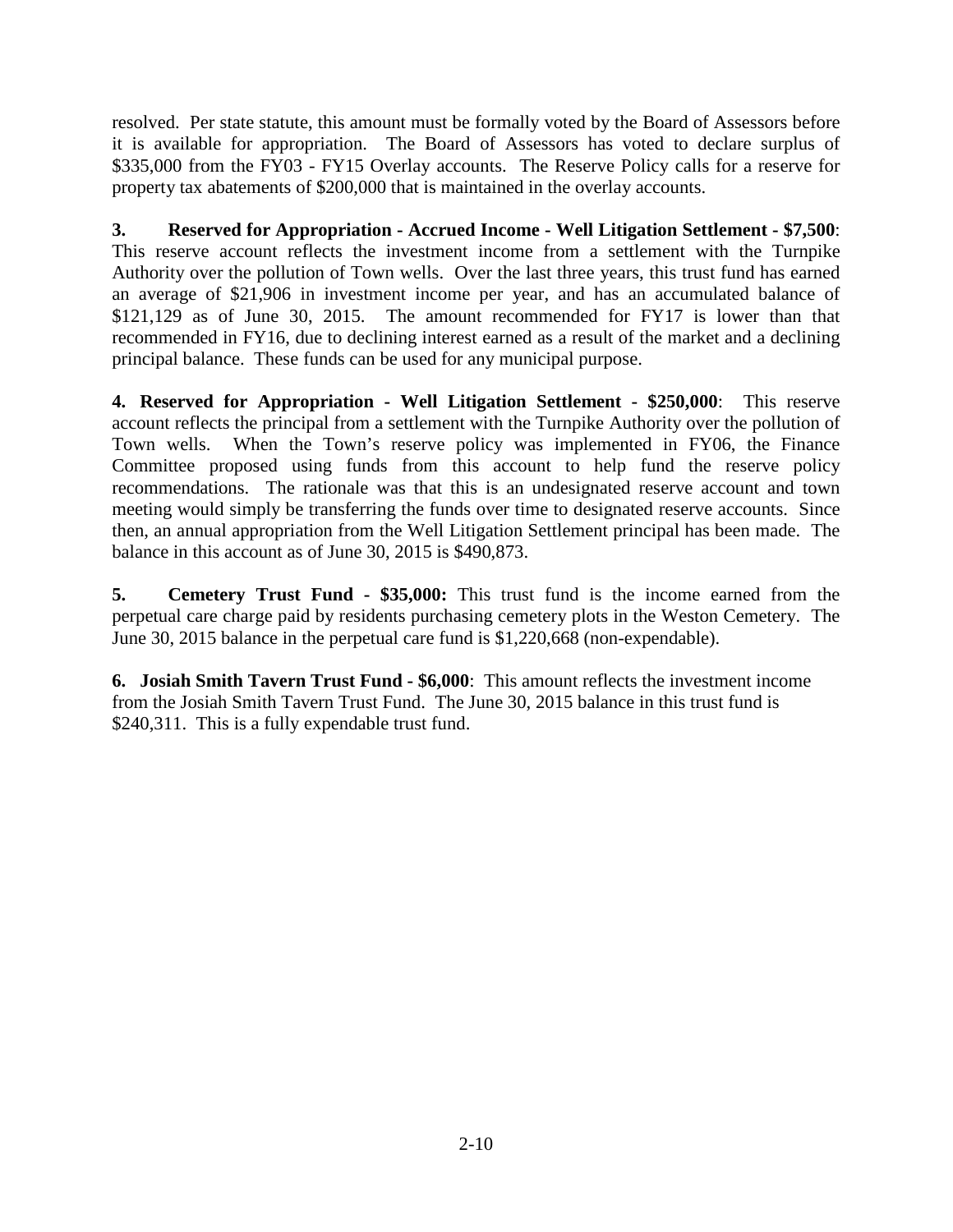resolved. Per state statute, this amount must be formally voted by the Board of Assessors before it is available for appropriation. The Board of Assessors has voted to declare surplus of $335,000 from the FY03 - FY15 Overlay accounts. The Reserve Policy calls for a reserve for property tax abatements of $200,000 that is maintained in the overlay accounts.

**3. Reserved for Appropriation - Accrued Income - Well Litigation Settlement - $7,500**: This reserve account reflects the investment income from a settlement with the Turnpike Authority over the pollution of Town wells. Over the last three years, this trust fund has earned an average of $21,906 in investment income per year, and has an accumulated balance of $121,129 as of June 30, 2015. The amount recommended for FY17 is lower than that recommended in FY16, due to declining interest earned as a result of the market and a declining principal balance. These funds can be used for any municipal purpose.

**4. Reserved for Appropriation - Well Litigation Settlement - $250,000**: This reserve account reflects the principal from a settlement with the Turnpike Authority over the pollution of Town wells. When the Town's reserve policy was implemented in FY06, the Finance Committee proposed using funds from this account to help fund the reserve policy recommendations. The rationale was that this is an undesignated reserve account and town meeting would simply be transferring the funds over time to designated reserve accounts. Since then, an annual appropriation from the Well Litigation Settlement principal has been made. The balance in this account as of June 30, 2015 is $490,873.

**5. Cemetery Trust Fund - $35,000:** This trust fund is the income earned from the perpetual care charge paid by residents purchasing cemetery plots in the Weston Cemetery. The June 30, 2015 balance in the perpetual care fund is $1,220,668 (non-expendable).

**6. Josiah Smith Tavern Trust Fund - $6,000**: This amount reflects the investment income from the Josiah Smith Tavern Trust Fund. The June 30, 2015 balance in this trust fund is $240,311. This is a fully expendable trust fund.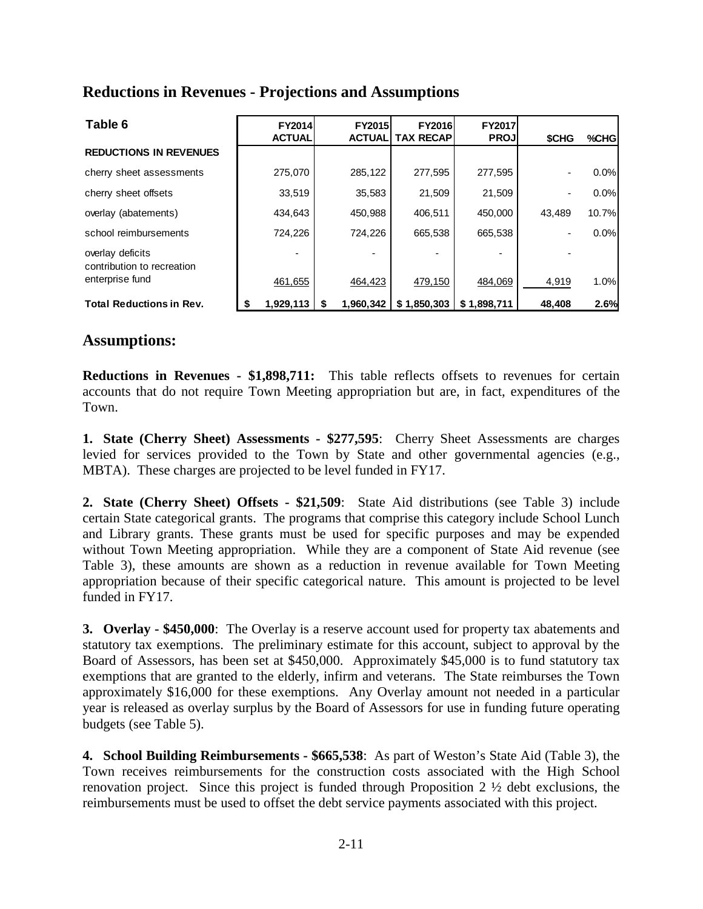## Reductions in Revenues - Projections and Assumptions

| Table 6 | FY2014 ACTUAL | FY2015 ACTUAL | FY2016 TAX RECAP | FY2017 PROJ | $CHG | %CHG |
|---|---|---|---|---|---|---|
| **REDUCTIONS IN REVENUES** | | | | | | |
| cherry sheet assessments | 275,070 | 285,122 | 277,595 | 277,595 | - | 0.0% |
| cherry sheet offsets | 33,519 | 35,583 | 21,509 | 21,509 | - | 0.0% |
| overlay (abatements) | 434,643 | 450,988 | 406,511 | 450,000 | 43,489 | 10.7% |
| school reimbursements | 724,226 | 724,226 | 665,538 | 665,538 | - | 0.0% |
| overlay deficits | - | - | - | - | - | |
| contribution to recreation enterprise fund | 461,655 | 464,423 | 479,150 | 484,069 | 4,919 | 1.0% |
| **Total Reductions in Rev.** | **$ 1,929,113** | **$ 1,960,342** | **$ 1,850,303** | **$ 1,898,711** | **48,408** | **2.6%** |

## Assumptions:

**Reductions in Revenues - $1,898,711:** This table reflects offsets to revenues for certain accounts that do not require Town Meeting appropriation but are, in fact, expenditures of the Town.

**1. State (Cherry Sheet) Assessments - $277,595**: Cherry Sheet Assessments are charges levied for services provided to the Town by State and other governmental agencies (e.g., MBTA). These charges are projected to be level funded in FY17.

**2. State (Cherry Sheet) Offsets - $21,509**: State Aid distributions (see Table 3) include certain State categorical grants. The programs that comprise this category include School Lunch and Library grants. These grants must be used for specific purposes and may be expended without Town Meeting appropriation. While they are a component of State Aid revenue (see Table 3), these amounts are shown as a reduction in revenue available for Town Meeting appropriation because of their specific categorical nature. This amount is projected to be level funded in FY17.

**3. Overlay - $450,000**: The Overlay is a reserve account used for property tax abatements and statutory tax exemptions. The preliminary estimate for this account, subject to approval by the Board of Assessors, has been set at $450,000. Approximately $45,000 is to fund statutory tax exemptions that are granted to the elderly, infirm and veterans. The State reimburses the Town approximately $16,000 for these exemptions. Any Overlay amount not needed in a particular year is released as overlay surplus by the Board of Assessors for use in funding future operating budgets (see Table 5).

**4. School Building Reimbursements - $665,538**: As part of Weston's State Aid (Table 3), the Town receives reimbursements for the construction costs associated with the High School renovation project. Since this project is funded through Proposition 2 ½ debt exclusions, the reimbursements must be used to offset the debt service payments associated with this project.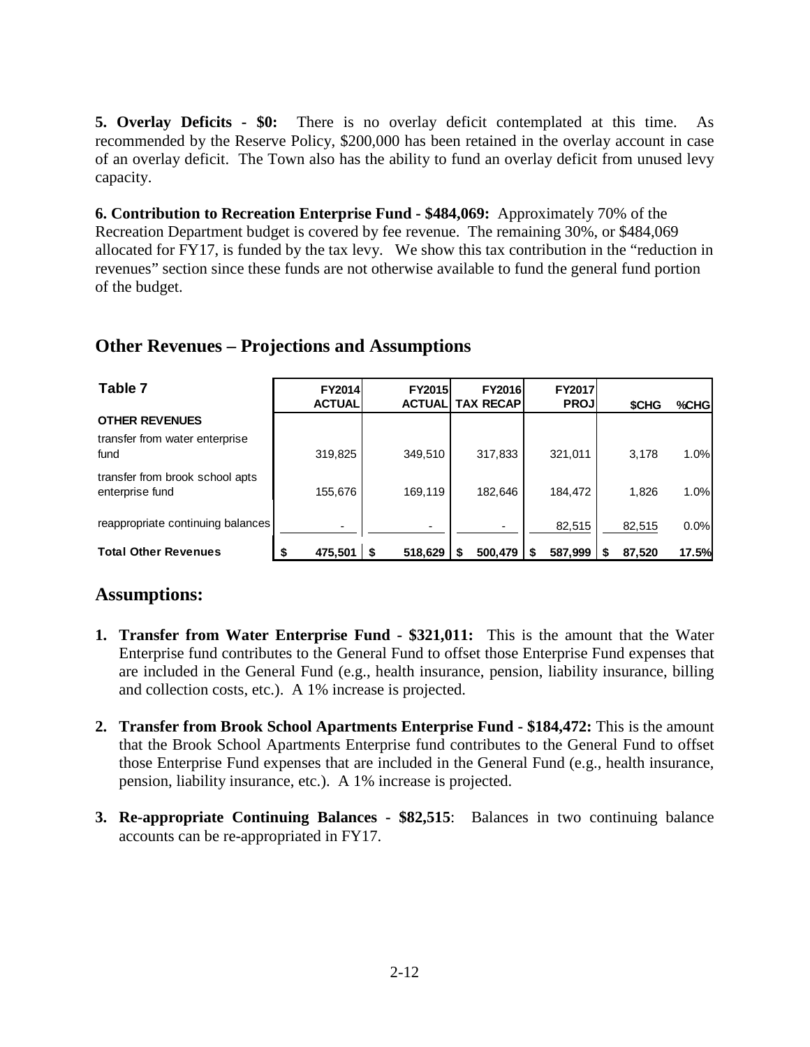**5. Overlay Deficits - $0:** There is no overlay deficit contemplated at this time. As recommended by the Reserve Policy, $200,000 has been retained in the overlay account in case of an overlay deficit. The Town also has the ability to fund an overlay deficit from unused levy capacity.

**6. Contribution to Recreation Enterprise Fund - $484,069:** Approximately 70% of the Recreation Department budget is covered by fee revenue. The remaining 30%, or $484,069 allocated for FY17, is funded by the tax levy. We show this tax contribution in the "reduction in revenues" section since these funds are not otherwise available to fund the general fund portion of the budget.

## Other Revenues – Projections and Assumptions

| Table 7 | FY2014 ACTUAL | FY2015 ACTUAL | FY2016 TAX RECAP | FY2017 PROJ | $CHG | %CHG |
|---|---|---|---|---|---|---|
| **OTHER REVENUES** | | | | | | |
| transfer from water enterprise fund | 319,825 | 349,510 | 317,833 | 321,011 | 3,178 | 1.0% |
| transfer from brook school apts enterprise fund | 155,676 | 169,119 | 182,646 | 184,472 | 1,826 | 1.0% |
| reappropriate continuing balances | - | - | - | 82,515 | 82,515 | 0.0% |
| **Total Other Revenues** | **$ 475,501** | **$ 518,629** | **$ 500,479** | **$ 587,999** | **$ 87,520** | **17.5%** |

## Assumptions:

1. **Transfer from Water Enterprise Fund - $321,011:** This is the amount that the Water Enterprise fund contributes to the General Fund to offset those Enterprise Fund expenses that are included in the General Fund (e.g., health insurance, pension, liability insurance, billing and collection costs, etc.). A 1% increase is projected.

2. **Transfer from Brook School Apartments Enterprise Fund - $184,472:** This is the amount that the Brook School Apartments Enterprise fund contributes to the General Fund to offset those Enterprise Fund expenses that are included in the General Fund (e.g., health insurance, pension, liability insurance, etc.). A 1% increase is projected.

3. **Re-appropriate Continuing Balances - $82,515**: Balances in two continuing balance accounts can be re-appropriated in FY17.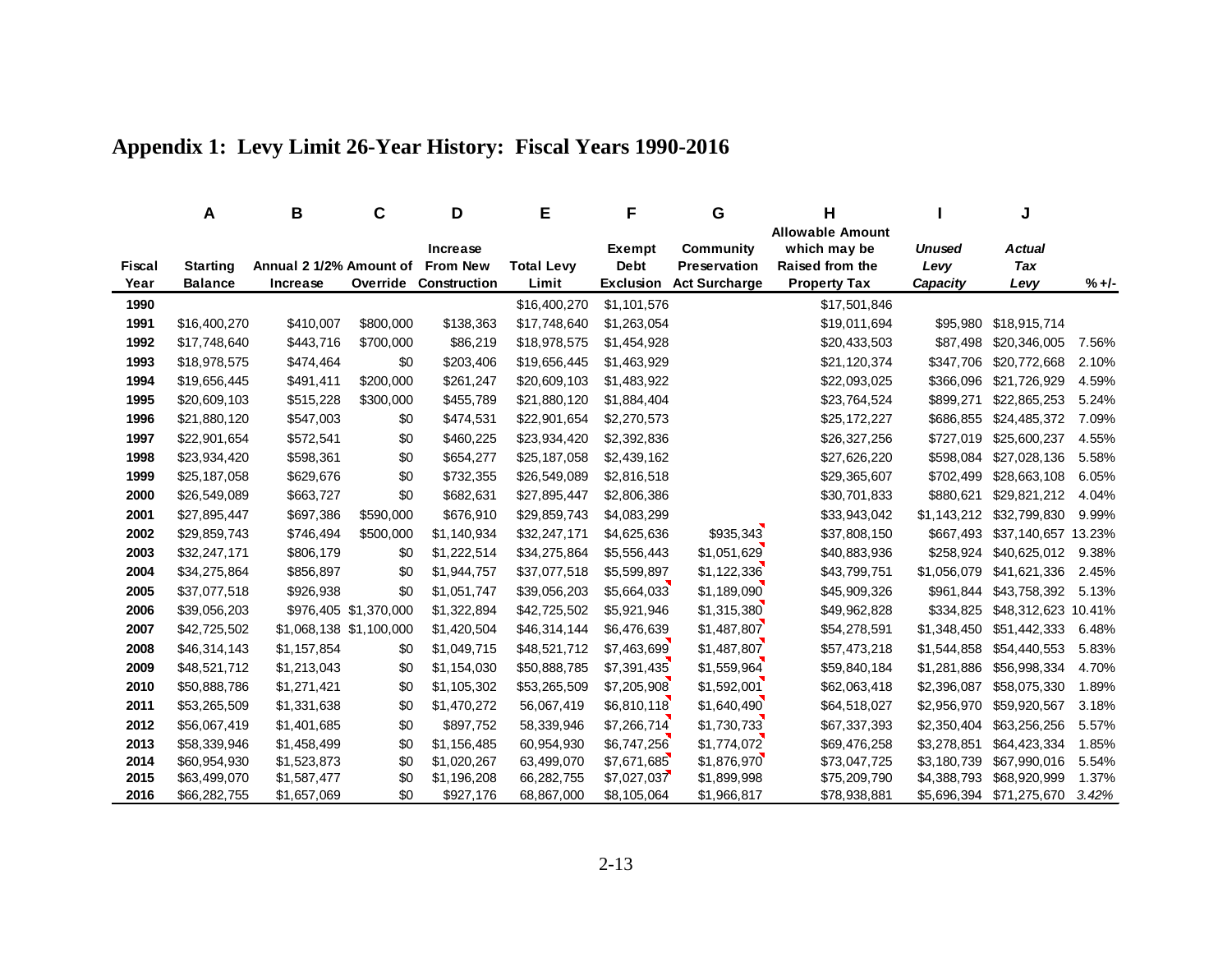# Appendix 1: Levy Limit 26-Year History: Fiscal Years 1990-2016

| | A | B | C | D | E | F | G | H | I | J | |
|---|---|---|---|---|---|---|---|---|---|---|---|
| Fiscal Year | Starting Balance | Annual 2 1/2% Increase | Amount of Override | Increase From New Construction | Total Levy Limit | Exempt Debt Exclusion | Community Preservation Act Surcharge | Allowable Amount which may be Raised from the Property Tax | *Unused Levy Capacity* | *Actual Tax Levy* | % +/- |
| **1990** | | | | | $16,400,270 | $1,101,576 | | $17,501,846 | | | |
| **1991** | $16,400,270 | $410,007 | $800,000 | $138,363 | $17,748,640 | $1,263,054 | | $19,011,694 | $95,980 | $18,915,714 | |
| **1992** | $17,748,640 | $443,716 | $700,000 | $86,219 | $18,978,575 | $1,454,928 | | $20,433,503 | $87,498 | $20,346,005 | 7.56% |
| **1993** | $18,978,575 | $474,464 | $0 | $203,406 | $19,656,445 | $1,463,929 | | $21,120,374 | $347,706 | $20,772,668 | 2.10% |
| **1994** | $19,656,445 | $491,411 | $200,000 | $261,247 | $20,609,103 | $1,483,922 | | $22,093,025 | $366,096 | $21,726,929 | 4.59% |
| **1995** | $20,609,103 | $515,228 | $300,000 | $455,789 | $21,880,120 | $1,884,404 | | $23,764,524 | $899,271 | $22,865,253 | 5.24% |
| **1996** | $21,880,120 | $547,003 | $0 | $474,531 | $22,901,654 | $2,270,573 | | $25,172,227 | $686,855 | $24,485,372 | 7.09% |
| **1997** | $22,901,654 | $572,541 | $0 | $460,225 | $23,934,420 | $2,392,836 | | $26,327,256 | $727,019 | $25,600,237 | 4.55% |
| **1998** | $23,934,420 | $598,361 | $0 | $654,277 | $25,187,058 | $2,439,162 | | $27,626,220 | $598,084 | $27,028,136 | 5.58% |
| **1999** | $25,187,058 | $629,676 | $0 | $732,355 | $26,549,089 | $2,816,518 | | $29,365,607 | $702,499 | $28,663,108 | 6.05% |
| **2000** | $26,549,089 | $663,727 | $0 | $682,631 | $27,895,447 | $2,806,386 | | $30,701,833 | $880,621 | $29,821,212 | 4.04% |
| **2001** | $27,895,447 | $697,386 | $590,000 | $676,910 | $29,859,743 | $4,083,299 | | $33,943,042 | $1,143,212 | $32,799,830 | 9.99% |
| **2002** | $29,859,743 | $746,494 | $500,000 | $1,140,934 | $32,247,171 | $4,625,636 | $935,343 | $37,808,150 | $667,493 | $37,140,657 | 13.23% |
| **2003** | $32,247,171 | $806,179 | $0 | $1,222,514 | $34,275,864 | $5,556,443 | $1,051,629 | $40,883,936 | $258,924 | $40,625,012 | 9.38% |
| **2004** | $34,275,864 | $856,897 | $0 | $1,944,757 | $37,077,518 | $5,599,897 | $1,122,336 | $43,799,751 | $1,056,079 | $41,621,336 | 2.45% |
| **2005** | $37,077,518 | $926,938 | $0 | $1,051,747 | $39,056,203 | $5,664,033 | $1,189,090 | $45,909,326 | $961,844 | $43,758,392 | 5.13% |
| **2006** | $39,056,203 | $976,405 | $1,370,000 | $1,322,894 | $42,725,502 | $5,921,946 | $1,315,380 | $49,962,828 | $334,825 | $48,312,623 | 10.41% |
| **2007** | $42,725,502 | $1,068,138 | $1,100,000 | $1,420,504 | $46,314,144 | $6,476,639 | $1,487,807 | $54,278,591 | $1,348,450 | $51,442,333 | 6.48% |
| **2008** | $46,314,143 | $1,157,854 | $0 | $1,049,715 | $48,521,712 | $7,463,699 | $1,487,807 | $57,473,218 | $1,544,858 | $54,440,553 | 5.83% |
| **2009** | $48,521,712 | $1,213,043 | $0 | $1,154,030 | $50,888,785 | $7,391,435 | $1,559,964 | $59,840,184 | $1,281,886 | $56,998,334 | 4.70% |
| **2010** | $50,888,786 | $1,271,421 | $0 | $1,105,302 | $53,265,509 | $7,205,908 | $1,592,001 | $62,063,418 | $2,396,087 | $58,075,330 | 1.89% |
| **2011** | $53,265,509 | $1,331,638 | $0 | $1,470,272 | 56,067,419 | $6,810,118 | $1,640,490 | $64,518,027 | $2,956,970 | $59,920,567 | 3.18% |
| **2012** | $56,067,419 | $1,401,685 | $0 | $897,752 | 58,339,946 | $7,266,714 | $1,730,733 | $67,337,393 | $2,350,404 | $63,256,256 | 5.57% |
| **2013** | $58,339,946 | $1,458,499 | $0 | $1,156,485 | 60,954,930 | $6,747,256 | $1,774,072 | $69,476,258 | $3,278,851 | $64,423,334 | 1.85% |
| **2014** | $60,954,930 | $1,523,873 | $0 | $1,020,267 | 63,499,070 | $7,671,685 | $1,876,970 | $73,047,725 | $3,180,739 | $67,990,016 | 5.54% |
| **2015** | $63,499,070 | $1,587,477 | $0 | $1,196,208 | 66,282,755 | $7,027,037 | $1,899,998 | $75,209,790 | $4,388,793 | $68,920,999 | 1.37% |
| **2016** | $66,282,755 | $1,657,069 | $0 | $927,176 | 68,867,000 | $8,105,064 | $1,966,817 | $78,938,881 | $5,696,394 | $71,275,670 | *3.42%* |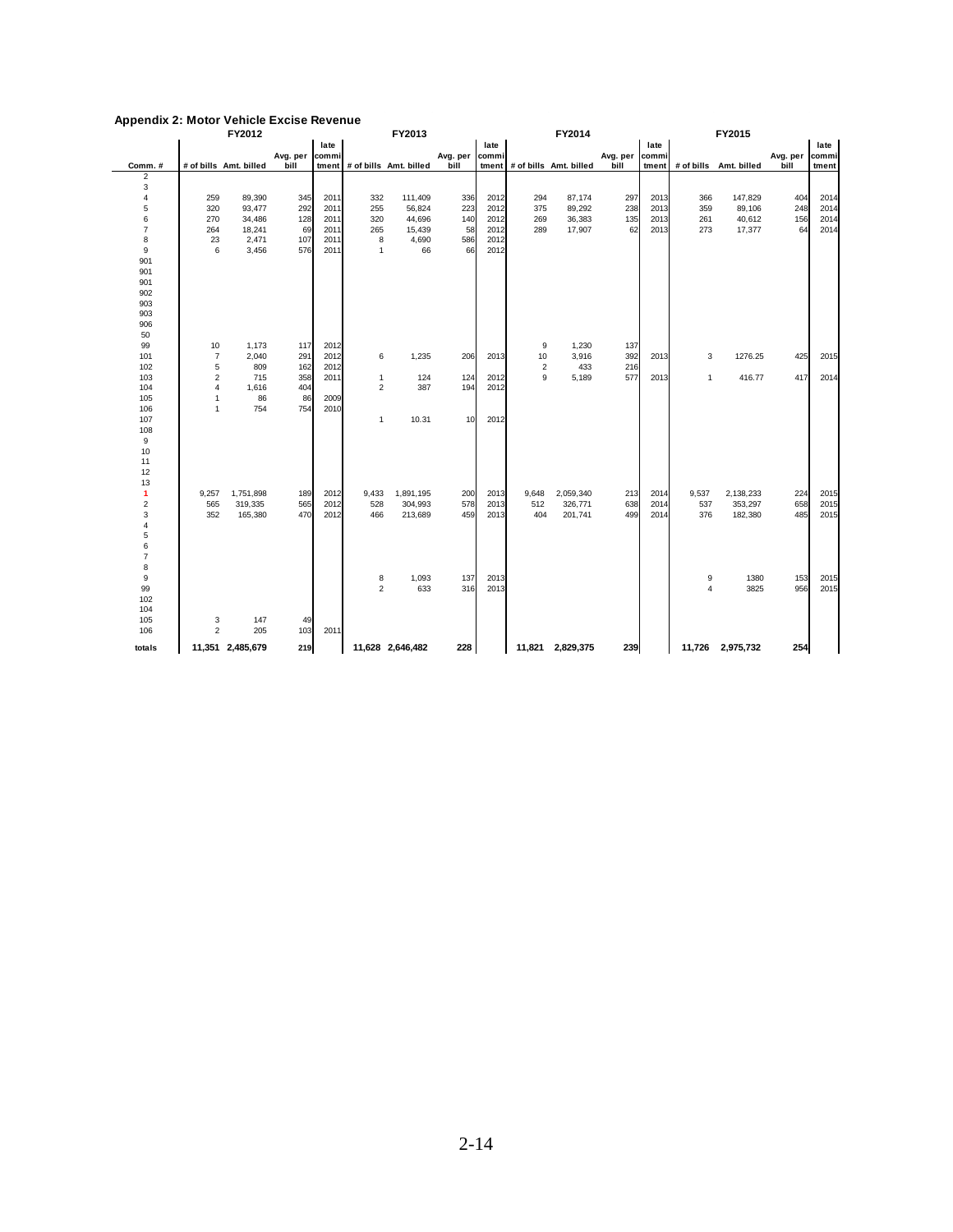## Appendix 2: Motor Vehicle Excise Revenue

| Comm. # | FY2012 # of bills | FY2012 Amt. billed | FY2012 Avg. per bill | FY2012 late commitment | FY2013 # of bills | FY2013 Amt. billed | FY2013 Avg. per bill | FY2013 late commitment | FY2014 # of bills | FY2014 Amt. billed | FY2014 Avg. per bill | FY2014 late commitment | FY2015 # of bills | FY2015 Amt. billed | FY2015 Avg. per bill | FY2015 late commitment |
|---|---|---|---|---|---|---|---|---|---|---|---|---|---|---|---|---|
| 2 | | | | | | | | | | | | | | | | |
| 3 | | | | | | | | | | | | | | | | |
| 4 | 259 | 89,390 | 345 | 2011 | 332 | 111,409 | 336 | 2012 | 294 | 87,174 | 297 | 2013 | 366 | 147,829 | 404 | 2014 |
| 5 | 320 | 93,477 | 292 | 2011 | 255 | 56,824 | 223 | 2012 | 375 | 89,292 | 238 | 2013 | 359 | 89,106 | 248 | 2014 |
| 6 | 270 | 34,486 | 128 | 2011 | 320 | 44,696 | 140 | 2012 | 269 | 36,383 | 135 | 2013 | 261 | 40,612 | 156 | 2014 |
| 7 | 264 | 18,241 | 69 | 2011 | 265 | 15,439 | 58 | 2012 | 289 | 17,907 | 62 | 2013 | 273 | 17,377 | 64 | 2014 |
| 8 | 23 | 2,471 | 107 | 2011 | 8 | 4,690 | 586 | 2012 | | | | | | | | |
| 9 | 6 | 3,456 | 576 | 2011 | 1 | 66 | 66 | 2012 | | | | | | | | |
| 901 | | | | | | | | | | | | | | | | |
| 901 | | | | | | | | | | | | | | | | |
| 901 | | | | | | | | | | | | | | | | |
| 902 | | | | | | | | | | | | | | | | |
| 903 | | | | | | | | | | | | | | | | |
| 903 | | | | | | | | | | | | | | | | |
| 906 | | | | | | | | | | | | | | | | |
| 50 | | | | | | | | | | | | | | | | |
| 99 | 10 | 1,173 | 117 | 2012 | | | | | 9 | 1,230 | 137 | | | | | |
| 101 | 7 | 2,040 | 291 | 2012 | 6 | 1,235 | 206 | 2013 | 10 | 3,916 | 392 | 2013 | 3 | 1276.25 | 425 | 2015 |
| 102 | 5 | 809 | 162 | 2012 | | | | | 2 | 433 | 216 | | | | | |
| 103 | 2 | 715 | 358 | 2011 | 1 | 124 | 124 | 2012 | 9 | 5,189 | 577 | 2013 | 1 | 416.77 | 417 | 2014 |
| 104 | 4 | 1,616 | 404 | | 2 | 387 | 194 | 2012 | | | | | | | | |
| 105 | 1 | 86 | 86 | 2009 | | | | | | | | | | | | |
| 106 | 1 | 754 | 754 | 2010 | | | | | | | | | | | | |
| 107 | | | | | 1 | 10.31 | 10 | 2012 | | | | | | | | |
| 108 | | | | | | | | | | | | | | | | |
| 9 | | | | | | | | | | | | | | | | |
| 10 | | | | | | | | | | | | | | | | |
| 11 | | | | | | | | | | | | | | | | |
| 12 | | | | | | | | | | | | | | | | |
| 13 | | | | | | | | | | | | | | | | |
| 1 | 9,257 | 1,751,898 | 189 | 2012 | 9,433 | 1,891,195 | 200 | 2013 | 9,648 | 2,059,340 | 213 | 2014 | 9,537 | 2,138,233 | 224 | 2015 |
| 2 | 565 | 319,335 | 565 | 2012 | 528 | 304,993 | 578 | 2013 | 512 | 326,771 | 638 | 2014 | 537 | 353,297 | 658 | 2015 |
| 3 | 352 | 165,380 | 470 | 2012 | 466 | 213,689 | 459 | 2013 | 404 | 201,741 | 499 | 2014 | 376 | 182,380 | 485 | 2015 |
| 4 | | | | | | | | | | | | | | | | |
| 5 | | | | | | | | | | | | | | | | |
| 6 | | | | | | | | | | | | | | | | |
| 7 | | | | | | | | | | | | | | | | |
| 8 | | | | | | | | | | | | | | | | |
| 9 | | | | | 8 | 1,093 | 137 | 2013 | | | | | 9 | 1380 | 153 | 2015 |
| 99 | | | | | 2 | 633 | 316 | 2013 | | | | | 4 | 3825 | 956 | 2015 |
| 102 | | | | | | | | | | | | | | | | |
| 104 | | | | | | | | | | | | | | | | |
| 105 | 3 | 147 | 49 | | | | | | | | | | | | | |
| 106 | 2 | 205 | 103 | 2011 | | | | | | | | | | | | |
| **totals** | **11,351** | **2,485,679** | **219** | | **11,628** | **2,646,482** | **228** | | **11,821** | **2,829,375** | **239** | | **11,726** | **2,975,732** | **254** | |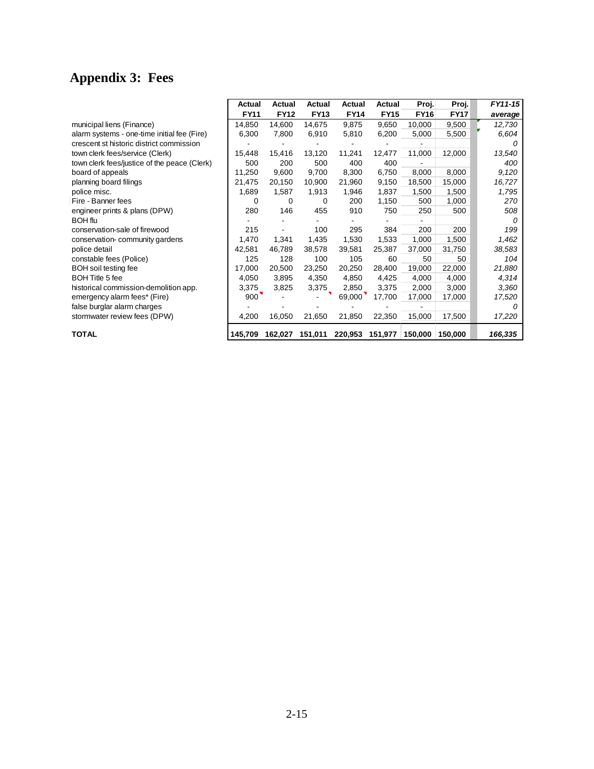# Appendix 3: Fees

| | Actual FY11 | Actual FY12 | Actual FY13 | Actual FY14 | Actual FY15 | Proj. FY16 | Proj. FY17 | *FY11-15 average* |
|---|---|---|---|---|---|---|---|---|
| municipal liens (Finance) | 14,850 | 14,600 | 14,675 | 9,875 | 9,650 | 10,000 | 9,500 | *12,730* |
| alarm systems - one-time initial fee (Fire) | 6,300 | 7,800 | 6,910 | 5,810 | 6,200 | 5,000 | 5,500 | *6,604* |
| crescent st historic district commission | - | - | - | - | - | - | | *0* |
| town clerk fees/service (Clerk) | 15,448 | 15,416 | 13,120 | 11,241 | 12,477 | 11,000 | 12,000 | *13,540* |
| town clerk fees/justice of the peace (Clerk) | 500 | 200 | 500 | 400 | 400 | - | | *400* |
| board of appeals | 11,250 | 9,600 | 9,700 | 8,300 | 6,750 | 8,000 | 8,000 | *9,120* |
| planning board filings | 21,475 | 20,150 | 10,900 | 21,960 | 9,150 | 18,500 | 15,000 | *16,727* |
| police misc. | 1,689 | 1,587 | 1,913 | 1,946 | 1,837 | 1,500 | 1,500 | *1,795* |
| Fire - Banner fees | 0 | 0 | 0 | 200 | 1,150 | 500 | 1,000 | *270* |
| engineer prints & plans (DPW) | 280 | 146 | 455 | 910 | 750 | 250 | 500 | *508* |
| BOH flu | - | - | - | - | - | - | | *0* |
| conservation-sale of firewood | 215 | - | 100 | 295 | 384 | 200 | 200 | *199* |
| conservation- community gardens | 1,470 | 1,341 | 1,435 | 1,530 | 1,533 | 1,000 | 1,500 | *1,462* |
| police detail | 42,581 | 46,789 | 38,578 | 39,581 | 25,387 | 37,000 | 31,750 | *38,583* |
| constable fees (Police) | 125 | 128 | 100 | 105 | 60 | 50 | 50 | *104* |
| BOH soil testing fee | 17,000 | 20,500 | 23,250 | 20,250 | 28,400 | 19,000 | 22,000 | *21,880* |
| BOH Title 5 fee | 4,050 | 3,895 | 4,350 | 4,850 | 4,425 | 4,000 | 4,000 | *4,314* |
| historical commission-demolition app. | 3,375 | 3,825 | 3,375 | 2,850 | 3,375 | 2,000 | 3,000 | *3,360* |
| emergency alarm fees* (Fire) | 900 | - | - | 69,000 | 17,700 | 17,000 | 17,000 | *17,520* |
| false burglar alarm charges | - | - | - | - | - | - | | *0* |
| stormwater review fees (DPW) | 4,200 | 16,050 | 21,650 | 21,850 | 22,350 | 15,000 | 17,500 | *17,220* |
| **TOTAL** | **145,709** | **162,027** | **151,011** | **220,953** | **151,977** | **150,000** | **150,000** | ***166,335*** |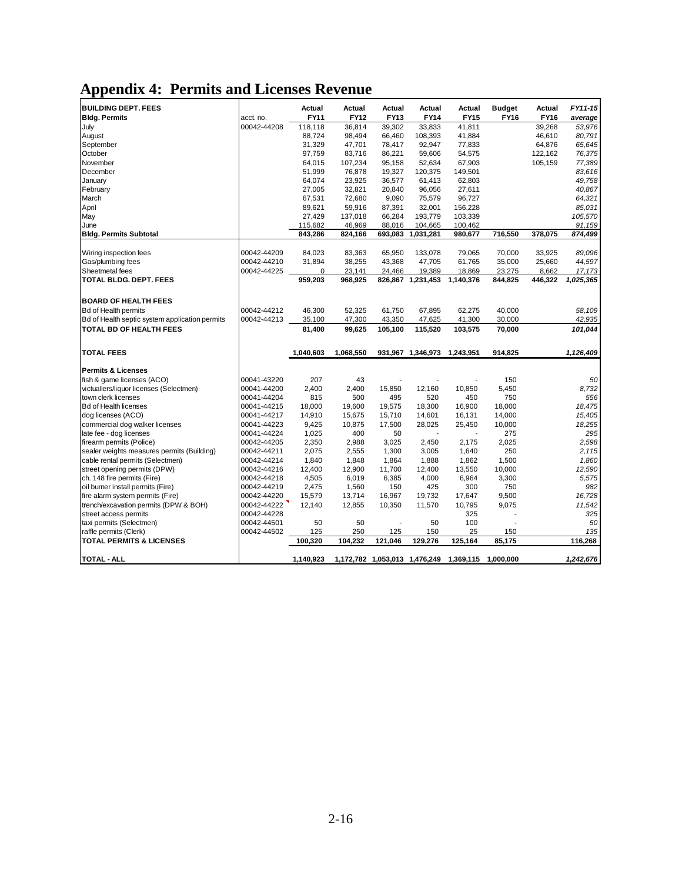# Appendix 4: Permits and Licenses Revenue

| BUILDING DEPT. FEES | | Actual | Actual | Actual | Actual | Actual | Budget | Actual | *FY11-15* |
|---|---|---|---|---|---|---|---|---|---|
| **Bldg. Permits** | acct. no. | **FY11** | **FY12** | **FY13** | **FY14** | **FY15** | **FY16** | **FY16** | ***average*** |
| July | 00042-44208 | 118,118 | 36,814 | 39,302 | 33,833 | 41,811 | | 39,268 | *53,976* |
| August | | 88,724 | 98,494 | 66,460 | 108,393 | 41,884 | | 46,610 | *80,791* |
| September | | 31,329 | 47,701 | 78,417 | 92,947 | 77,833 | | 64,876 | *65,645* |
| October | | 97,759 | 83,716 | 86,221 | 59,606 | 54,575 | | 122,162 | *76,375* |
| November | | 64,015 | 107,234 | 95,158 | 52,634 | 67,903 | | 105,159 | *77,389* |
| December | | 51,999 | 76,878 | 19,327 | 120,375 | 149,501 | | | *83,616* |
| January | | 64,074 | 23,925 | 36,577 | 61,413 | 62,803 | | | *49,758* |
| February | | 27,005 | 32,821 | 20,840 | 96,056 | 27,611 | | | *40,867* |
| March | | 67,531 | 72,680 | 9,090 | 75,579 | 96,727 | | | *64,321* |
| April | | 89,621 | 59,916 | 87,391 | 32,001 | 156,228 | | | *85,031* |
| May | | 27,429 | 137,018 | 66,284 | 193,779 | 103,339 | | | *105,570* |
| June | | 115,682 | 46,969 | 88,016 | 104,665 | 100,462 | | | *91,159* |
| **Bldg. Permits Subtotal** | | **843,286** | **824,166** | **693,083** | **1,031,281** | **980,677** | **716,550** | **378,075** | ***874,499*** |
| | | | | | | | | | |
| Wiring inspection fees | 00042-44209 | 84,023 | 83,363 | 65,950 | 133,078 | 79,065 | 70,000 | 33,925 | *89,096* |
| Gas/plumbing fees | 00042-44210 | 31,894 | 38,255 | 43,368 | 47,705 | 61,765 | 35,000 | 25,660 | *44,597* |
| Sheetmetal fees | 00042-44225 | 0 | 23,141 | 24,466 | 19,389 | 18,869 | 23,275 | 8,662 | *17,173* |
| **TOTAL BLDG. DEPT. FEES** | | **959,203** | **968,925** | **826,867** | **1,231,453** | **1,140,376** | **844,825** | **446,322** | ***1,025,365*** |
| | | | | | | | | | |
| **BOARD OF HEALTH FEES** | | | | | | | | | |
| Bd of Health permits | 00042-44212 | 46,300 | 52,325 | 61,750 | 67,895 | 62,275 | 40,000 | | *58,109* |
| Bd of Health septic system application permits | 00042-44213 | 35,100 | 47,300 | 43,350 | 47,625 | 41,300 | 30,000 | | *42,935* |
| **TOTAL BD OF HEALTH FEES** | | **81,400** | **99,625** | **105,100** | **115,520** | **103,575** | **70,000** | | ***101,044*** |
| | | | | | | | | | |
| **TOTAL FEES** | | **1,040,603** | **1,068,550** | **931,967** | **1,346,973** | **1,243,951** | **914,825** | | ***1,126,409*** |
| | | | | | | | | | |
| **Permits & Licenses** | | | | | | | | | |
| fish & game licenses (ACO) | 00041-43220 | 207 | 43 | - | - | - | 150 | | *50* |
| victuallers/liquor licenses (Selectmen) | 00041-44200 | 2,400 | 2,400 | 15,850 | 12,160 | 10,850 | 5,450 | | *8,732* |
| town clerk licenses | 00041-44204 | 815 | 500 | 495 | 520 | 450 | 750 | | *556* |
| Bd of Health licenses | 00041-44215 | 18,000 | 19,600 | 19,575 | 18,300 | 16,900 | 18,000 | | *18,475* |
| dog licenses (ACO) | 00041-44217 | 14,910 | 15,675 | 15,710 | 14,601 | 16,131 | 14,000 | | *15,405* |
| commercial dog walker licenses | 00041-44223 | 9,425 | 10,875 | 17,500 | 28,025 | 25,450 | 10,000 | | *18,255* |
| late fee - dog licenses | 00041-44224 | 1,025 | 400 | 50 | - | - | 275 | | *295* |
| firearm permits (Police) | 00042-44205 | 2,350 | 2,988 | 3,025 | 2,450 | 2,175 | 2,025 | | *2,598* |
| sealer weights measures permits (Building) | 00042-44211 | 2,075 | 2,555 | 1,300 | 3,005 | 1,640 | 250 | | *2,115* |
| cable rental permits (Selectmen) | 00042-44214 | 1,840 | 1,848 | 1,864 | 1,888 | 1,862 | 1,500 | | *1,860* |
| street opening permits (DPW) | 00042-44216 | 12,400 | 12,900 | 11,700 | 12,400 | 13,550 | 10,000 | | *12,590* |
| ch. 148 fire permits (Fire) | 00042-44218 | 4,505 | 6,019 | 6,385 | 4,000 | 6,964 | 3,300 | | *5,575* |
| oil burner install permits (Fire) | 00042-44219 | 2,475 | 1,560 | 150 | 425 | 300 | 750 | | *982* |
| fire alarm system permits (Fire) | 00042-44220 | 15,579 | 13,714 | 16,967 | 19,732 | 17,647 | 9,500 | | *16,728* |
| trench/excavation permits (DPW & BOH) | 00042-44222 | 12,140 | 12,855 | 10,350 | 11,570 | 10,795 | 9,075 | | *11,542* |
| street access permits | 00042-44228 | | | | | 325 | - | | *325* |
| taxi permits (Selectmen) | 00042-44501 | 50 | 50 | - | 50 | 100 | - | | *50* |
| raffle permits (Clerk) | 00042-44502 | 125 | 250 | 125 | 150 | 25 | 150 | | *135* |
| **TOTAL PERMITS & LICENSES** | | **100,320** | **104,232** | **121,046** | **129,276** | **125,164** | **85,175** | | **116,268** |
| | | | | | | | | | |
| **TOTAL - ALL** | | **1,140,923** | **1,172,782** | **1,053,013** | **1,476,249** | **1,369,115** | **1,000,000** | | ***1,242,676*** |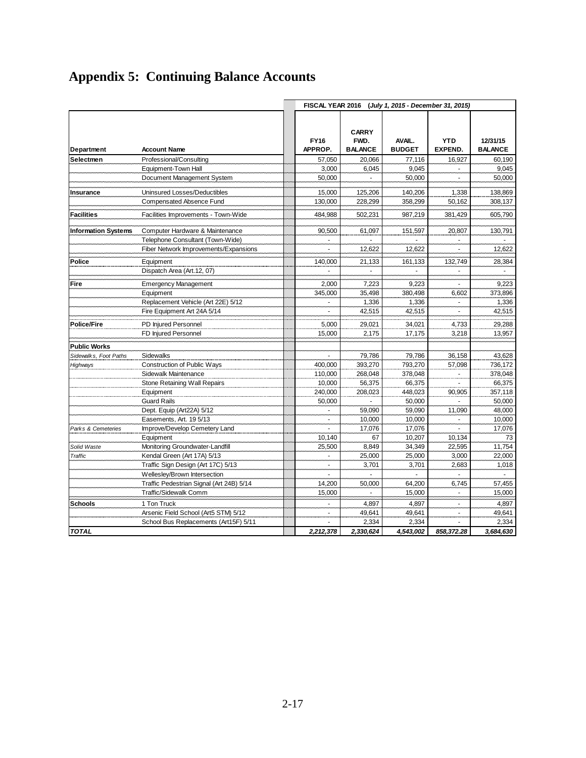# Appendix 5: Continuing Balance Accounts

| | | FISCAL YEAR 2016 (July 1, 2015 - December 31, 2015) | | | | |
|---|---|---|---|---|---|---|
| Department | Account Name | FY16 APPROP. | CARRY FWD. BALANCE | AVAIL. BUDGET | YTD EXPEND. | 12/31/15 BALANCE |
| **Selectmen** | Professional/Consulting | 57,050 | 20,066 | 77,116 | 16,927 | 60,190 |
| | Equipment-Town Hall | 3,000 | 6,045 | 9,045 | - | 9,045 |
| | Document Management System | 50,000 | - | 50,000 | - | 50,000 |
| **Insurance** | Uninsured Losses/Deductibles | 15,000 | 125,206 | 140,206 | 1,338 | 138,869 |
| | Compensated Absence Fund | 130,000 | 228,299 | 358,299 | 50,162 | 308,137 |
| **Facilities** | Facilities Improvements - Town-Wide | 484,988 | 502,231 | 987,219 | 381,429 | 605,790 |
| **Information Systems** | Computer Hardware & Maintenance | 90,500 | 61,097 | 151,597 | 20,807 | 130,791 |
| | Telephone Consultant (Town-Wide) | - | - | - | - | - |
| | Fiber Network Improvements/Expansions | - | 12,622 | 12,622 | - | 12,622 |
| **Police** | Equipment | 140,000 | 21,133 | 161,133 | 132,749 | 28,384 |
| | Dispatch Area (Art.12, 07) | - | - | - | - | - |
| **Fire** | Emergency Management | 2,000 | 7,223 | 9,223 | - | 9,223 |
| | Equipment | 345,000 | 35,498 | 380,498 | 6,602 | 373,896 |
| | Replacement Vehicle (Art 22E) 5/12 | - | 1,336 | 1,336 | - | 1,336 |
| | Fire Equipment Art 24A 5/14 | - | 42,515 | 42,515 | - | 42,515 |
| **Police/Fire** | PD Injured Personnel | 5,000 | 29,021 | 34,021 | 4,733 | 29,288 |
| | FD Injured Personnel | 15,000 | 2,175 | 17,175 | 3,218 | 13,957 |
| **Public Works** | | | | | | |
| *Sidewalks, Foot Paths* | Sidewalks | - | 79,786 | 79,786 | 36,158 | 43,628 |
| *Highways* | Construction of Public Ways | 400,000 | 393,270 | 793,270 | 57,098 | 736,172 |
| | Sidewalk Maintenance | 110,000 | 268,048 | 378,048 | - | 378,048 |
| | Stone Retaining Wall Repairs | 10,000 | 56,375 | 66,375 | - | 66,375 |
| | Equipment | 240,000 | 208,023 | 448,023 | 90,905 | 357,118 |
| | Guard Rails | 50,000 | - | 50,000 | - | 50,000 |
| | Dept. Equip (Art22A) 5/12 | - | 59,090 | 59,090 | 11,090 | 48,000 |
| | Easements, Art. 19 5/13 | - | 10,000 | 10,000 | - | 10,000 |
| *Parks & Cemeteries* | Improve/Develop Cemetery Land | - | 17,076 | 17,076 | - | 17,076 |
| | Equipment | 10,140 | 67 | 10,207 | 10,134 | 73 |
| *Solid Waste* | Monitoring Groundwater-Landfill | 25,500 | 8,849 | 34,349 | 22,595 | 11,754 |
| *Traffic* | Kendal Green (Art 17A) 5/13 | - | 25,000 | 25,000 | 3,000 | 22,000 |
| | Traffic Sign Design (Art 17C) 5/13 | - | 3,701 | 3,701 | 2,683 | 1,018 |
| | Wellesley/Brown Intersection | - | - | - | - | - |
| | Traffic Pedestrian Signal (Art 24B) 5/14 | 14,200 | 50,000 | 64,200 | 6,745 | 57,455 |
| | Traffic/Sidewalk Comm | 15,000 | - | 15,000 | - | 15,000 |
| **Schools** | 1 Ton Truck | - | 4,897 | 4,897 | - | 4,897 |
| | Arsenic Field School (Art5 STM) 5/12 | - | 49,641 | 49,641 | - | 49,641 |
| | School Bus Replacements (Art15F) 5/11 | - | 2,334 | 2,334 | - | 2,334 |
| ***TOTAL*** | | ***2,212,378*** | ***2,330,624*** | ***4,543,002*** | ***858,372.28*** | ***3,684,630*** |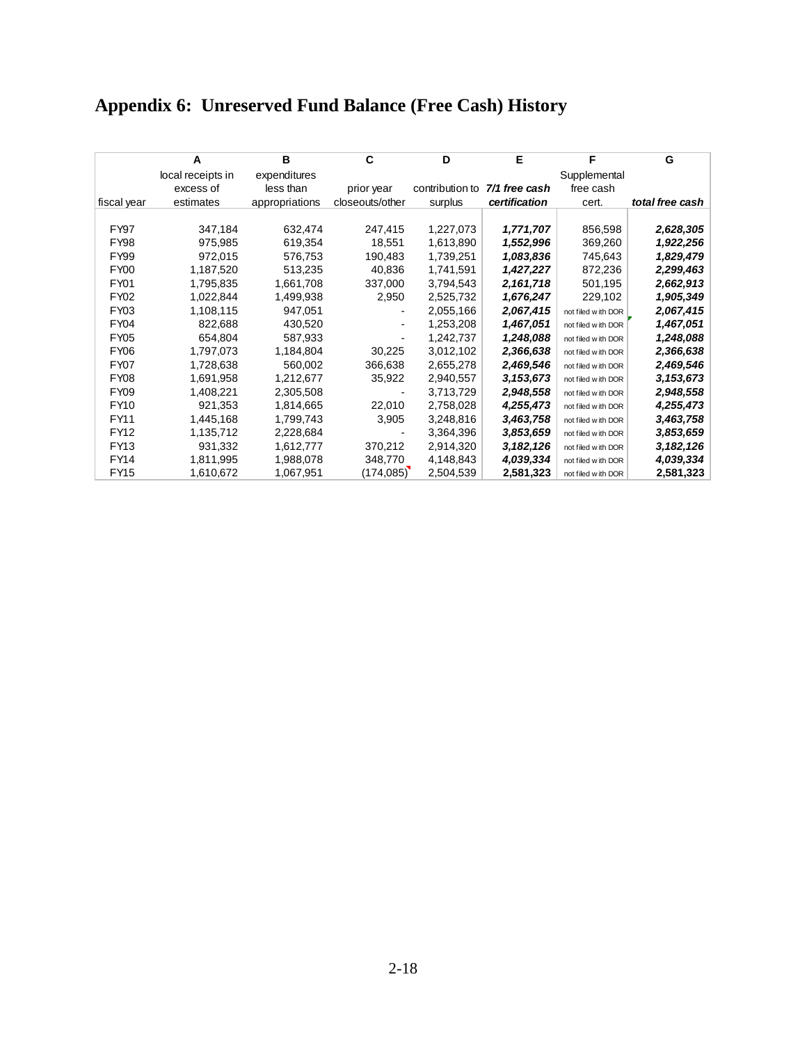# Appendix 6: Unreserved Fund Balance (Free Cash) History

| | A | B | C | D | E | F | G |
|---|---|---|---|---|---|---|---|
| fiscal year | local receipts in excess of estimates | expenditures less than appropriations | prior year closeouts/other | contribution to surplus | ***7/1 free cash certification*** | Supplemental free cash cert. | ***total free cash*** |
| FY97 | 347,184 | 632,474 | 247,415 | 1,227,073 | ***1,771,707*** | 856,598 | ***2,628,305*** |
| FY98 | 975,985 | 619,354 | 18,551 | 1,613,890 | ***1,552,996*** | 369,260 | ***1,922,256*** |
| FY99 | 972,015 | 576,753 | 190,483 | 1,739,251 | ***1,083,836*** | 745,643 | ***1,829,479*** |
| FY00 | 1,187,520 | 513,235 | 40,836 | 1,741,591 | ***1,427,227*** | 872,236 | ***2,299,463*** |
| FY01 | 1,795,835 | 1,661,708 | 337,000 | 3,794,543 | ***2,161,718*** | 501,195 | ***2,662,913*** |
| FY02 | 1,022,844 | 1,499,938 | 2,950 | 2,525,732 | ***1,676,247*** | 229,102 | ***1,905,349*** |
| FY03 | 1,108,115 | 947,051 | - | 2,055,166 | ***2,067,415*** | not filed with DOR | ***2,067,415*** |
| FY04 | 822,688 | 430,520 | - | 1,253,208 | ***1,467,051*** | not filed with DOR | ***1,467,051*** |
| FY05 | 654,804 | 587,933 | - | 1,242,737 | ***1,248,088*** | not filed with DOR | ***1,248,088*** |
| FY06 | 1,797,073 | 1,184,804 | 30,225 | 3,012,102 | ***2,366,638*** | not filed with DOR | ***2,366,638*** |
| FY07 | 1,728,638 | 560,002 | 366,638 | 2,655,278 | ***2,469,546*** | not filed with DOR | ***2,469,546*** |
| FY08 | 1,691,958 | 1,212,677 | 35,922 | 2,940,557 | ***3,153,673*** | not filed with DOR | ***3,153,673*** |
| FY09 | 1,408,221 | 2,305,508 | - | 3,713,729 | ***2,948,558*** | not filed with DOR | ***2,948,558*** |
| FY10 | 921,353 | 1,814,665 | 22,010 | 2,758,028 | ***4,255,473*** | not filed with DOR | ***4,255,473*** |
| FY11 | 1,445,168 | 1,799,743 | 3,905 | 3,248,816 | ***3,463,758*** | not filed with DOR | ***3,463,758*** |
| FY12 | 1,135,712 | 2,228,684 | - | 3,364,396 | ***3,853,659*** | not filed with DOR | ***3,853,659*** |
| FY13 | 931,332 | 1,612,777 | 370,212 | 2,914,320 | ***3,182,126*** | not filed with DOR | ***3,182,126*** |
| FY14 | 1,811,995 | 1,988,078 | 348,770 | 4,148,843 | ***4,039,334*** | not filed with DOR | ***4,039,334*** |
| FY15 | 1,610,672 | 1,067,951 | (174,085) | 2,504,539 | **2,581,323** | not filed with DOR | **2,581,323** |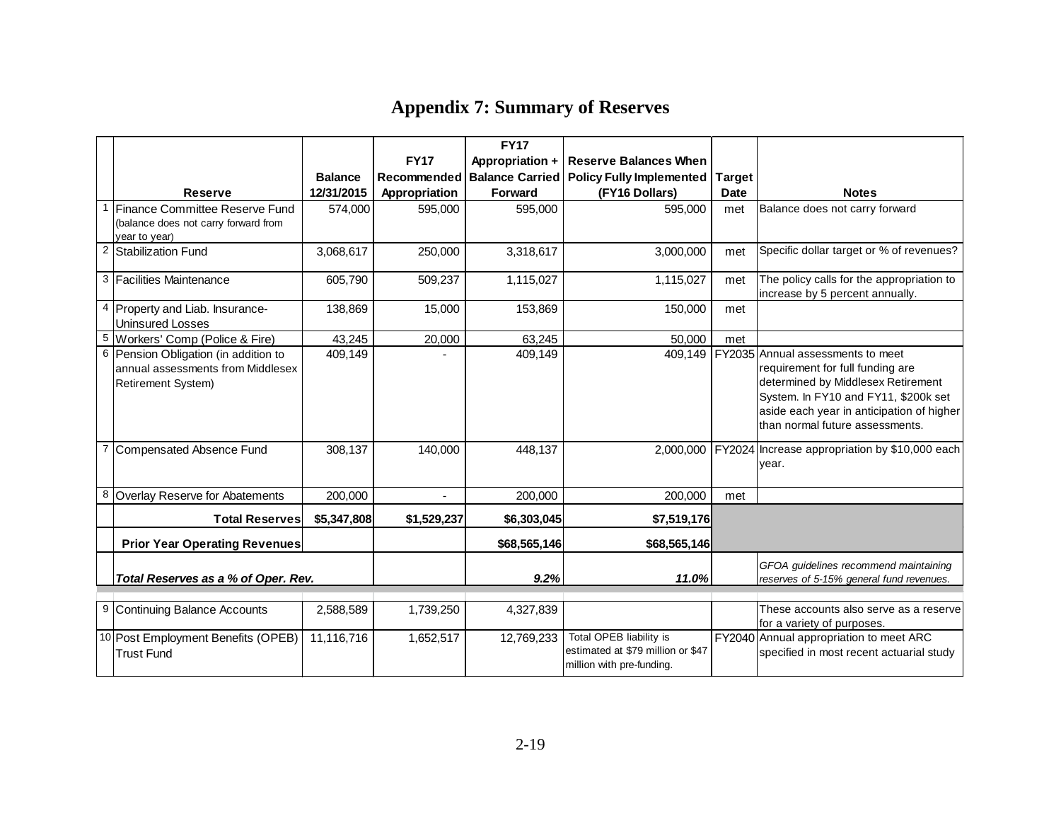# Appendix 7: Summary of Reserves

| | Reserve | Balance 12/31/2015 | FY17 Recommended Appropriation | FY17 Appropriation + Balance Carried Forward | Reserve Balances When Policy Fully Implemented (FY16 Dollars) | Target Date | Notes |
|---|---|---|---|---|---|---|---|
| 1 | Finance Committee Reserve Fund (balance does not carry forward from year to year) | 574,000 | 595,000 | 595,000 | 595,000 | met | Balance does not carry forward |
| 2 | Stabilization Fund | 3,068,617 | 250,000 | 3,318,617 | 3,000,000 | met | Specific dollar target or % of revenues? |
| 3 | Facilities Maintenance | 605,790 | 509,237 | 1,115,027 | 1,115,027 | met | The policy calls for the appropriation to increase by 5 percent annually. |
| 4 | Property and Liab. Insurance-Uninsured Losses | 138,869 | 15,000 | 153,869 | 150,000 | met | |
| 5 | Workers' Comp (Police & Fire) | 43,245 | 20,000 | 63,245 | 50,000 | met | |
| 6 | Pension Obligation (in addition to annual assessments from Middlesex Retirement System) | 409,149 | - | 409,149 | 409,149 | FY2035 | Annual assessments to meet requirement for full funding are determined by Middlesex Retirement System. In FY10 and FY11, $200k set aside each year in anticipation of higher than normal future assessments. |
| 7 | Compensated Absence Fund | 308,137 | 140,000 | 448,137 | 2,000,000 | FY2024 | Increase appropriation by $10,000 each year. |
| 8 | Overlay Reserve for Abatements | 200,000 | - | 200,000 | 200,000 | met | |
| | **Total Reserves** | **$5,347,808** | **$1,529,237** | **$6,303,045** | **$7,519,176** | | |
| | **Prior Year Operating Revenues** | | | **$68,565,146** | **$68,565,146** | | |
| | ***Total Reserves as a % of Oper. Rev.*** | | | ***9.2%*** | ***11.0%*** | | *GFOA guidelines recommend maintaining reserves of 5-15% general fund revenues.* |
| 9 | Continuing Balance Accounts | 2,588,589 | 1,739,250 | 4,327,839 | | | These accounts also serve as a reserve for a variety of purposes. |
| 10 | Post Employment Benefits (OPEB) Trust Fund | 11,116,716 | 1,652,517 | 12,769,233 | Total OPEB liability is estimated at $79 million or $47 million with pre-funding. | FY2040 | Annual appropriation to meet ARC specified in most recent actuarial study |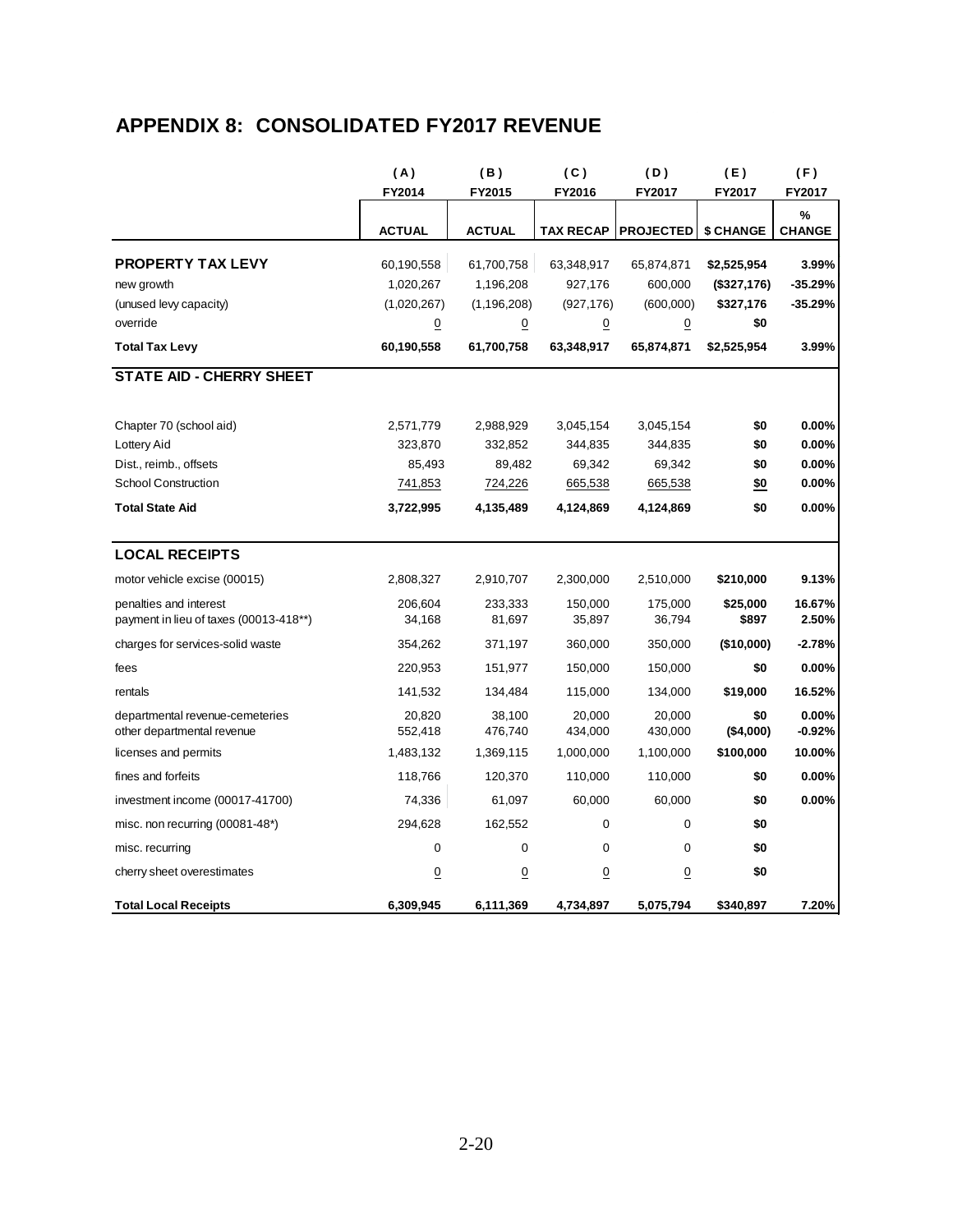## APPENDIX 8: CONSOLIDATED FY2017 REVENUE

| | (A) FY2014 ACTUAL | (B) FY2015 ACTUAL | (C) FY2016 TAX RECAP | (D) FY2017 PROJECTED | (E) FY2017 $ CHANGE | (F) FY2017 % CHANGE |
|---|---|---|---|---|---|---|
| **PROPERTY TAX LEVY** | 60,190,558 | 61,700,758 | 63,348,917 | 65,874,871 | **$2,525,954** | **3.99%** |
| new growth | 1,020,267 | 1,196,208 | 927,176 | 600,000 | **($327,176)** | **-35.29%** |
| (unused levy capacity) | (1,020,267) | (1,196,208) | (927,176) | (600,000) | **$327,176** | **-35.29%** |
| override | 0 | 0 | 0 | 0 | **$0** | |
| **Total Tax Levy** | **60,190,558** | **61,700,758** | **63,348,917** | **65,874,871** | **$2,525,954** | **3.99%** |
| **STATE AID - CHERRY SHEET** | | | | | | |
| Chapter 70 (school aid) | 2,571,779 | 2,988,929 | 3,045,154 | 3,045,154 | **$0** | **0.00%** |
| Lottery Aid | 323,870 | 332,852 | 344,835 | 344,835 | **$0** | **0.00%** |
| Dist., reimb., offsets | 85,493 | 89,482 | 69,342 | 69,342 | **$0** | **0.00%** |
| School Construction | 741,853 | 724,226 | 665,538 | 665,538 | **$0** | **0.00%** |
| **Total State Aid** | **3,722,995** | **4,135,489** | **4,124,869** | **4,124,869** | **$0** | **0.00%** |
| **LOCAL RECEIPTS** | | | | | | |
| motor vehicle excise (00015) | 2,808,327 | 2,910,707 | 2,300,000 | 2,510,000 | **$210,000** | **9.13%** |
| penalties and interest | 206,604 | 233,333 | 150,000 | 175,000 | **$25,000** | **16.67%** |
| payment in lieu of taxes (00013-418**) | 34,168 | 81,697 | 35,897 | 36,794 | **$897** | **2.50%** |
| charges for services-solid waste | 354,262 | 371,197 | 360,000 | 350,000 | **($10,000)** | **-2.78%** |
| fees | 220,953 | 151,977 | 150,000 | 150,000 | **$0** | **0.00%** |
| rentals | 141,532 | 134,484 | 115,000 | 134,000 | **$19,000** | **16.52%** |
| departmental revenue-cemeteries | 20,820 | 38,100 | 20,000 | 20,000 | **$0** | **0.00%** |
| other departmental revenue | 552,418 | 476,740 | 434,000 | 430,000 | **($4,000)** | **-0.92%** |
| licenses and permits | 1,483,132 | 1,369,115 | 1,000,000 | 1,100,000 | **$100,000** | **10.00%** |
| fines and forfeits | 118,766 | 120,370 | 110,000 | 110,000 | **$0** | **0.00%** |
| investment income (00017-41700) | 74,336 | 61,097 | 60,000 | 60,000 | **$0** | **0.00%** |
| misc. non recurring (00081-48*) | 294,628 | 162,552 | 0 | 0 | **$0** | |
| misc. recurring | 0 | 0 | 0 | 0 | **$0** | |
| cherry sheet overestimates | 0 | 0 | 0 | 0 | **$0** | |
| **Total Local Receipts** | **6,309,945** | **6,111,369** | **4,734,897** | **5,075,794** | **$340,897** | **7.20%** |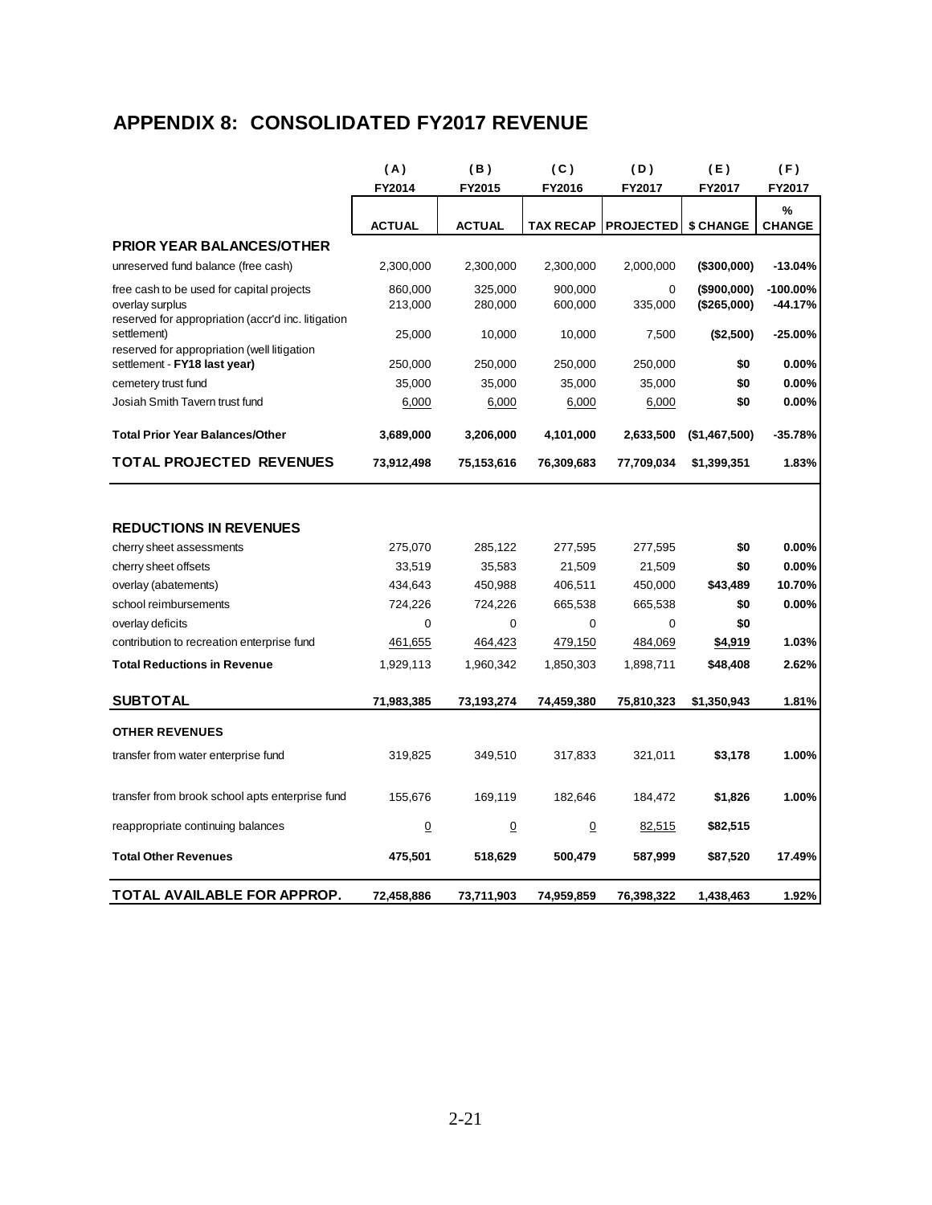## APPENDIX 8: CONSOLIDATED FY2017 REVENUE

| | (A) FY2014 | (B) FY2015 | (C) FY2016 | (D) FY2017 | (E) FY2017 | (F) FY2017 |
|---|---|---|---|---|---|---|
| | ACTUAL | ACTUAL | TAX RECAP | PROJECTED | $ CHANGE | % CHANGE |
| **PRIOR YEAR BALANCES/OTHER** | | | | | | |
| unreserved fund balance (free cash) | 2,300,000 | 2,300,000 | 2,300,000 | 2,000,000 | **($300,000)** | **-13.04%** |
| free cash to be used for capital projects | 860,000 | 325,000 | 900,000 | 0 | **($900,000)** | **-100.00%** |
| overlay surplus | 213,000 | 280,000 | 600,000 | 335,000 | **($265,000)** | **-44.17%** |
| reserved for appropriation (accr'd inc. litigation settlement) | 25,000 | 10,000 | 10,000 | 7,500 | **($2,500)** | **-25.00%** |
| reserved for appropriation (well litigation settlement - **FY18 last year)** | 250,000 | 250,000 | 250,000 | 250,000 | **$0** | **0.00%** |
| cemetery trust fund | 35,000 | 35,000 | 35,000 | 35,000 | **$0** | **0.00%** |
| Josiah Smith Tavern trust fund | 6,000 | 6,000 | 6,000 | 6,000 | **$0** | **0.00%** |
| **Total Prior Year Balances/Other** | **3,689,000** | **3,206,000** | **4,101,000** | **2,633,500** | **($1,467,500)** | **-35.78%** |
| **TOTAL PROJECTED REVENUES** | **73,912,498** | **75,153,616** | **76,309,683** | **77,709,034** | **$1,399,351** | **1.83%** |
| **REDUCTIONS IN REVENUES** | | | | | | |
| cherry sheet assessments | 275,070 | 285,122 | 277,595 | 277,595 | **$0** | **0.00%** |
| cherry sheet offsets | 33,519 | 35,583 | 21,509 | 21,509 | **$0** | **0.00%** |
| overlay (abatements) | 434,643 | 450,988 | 406,511 | 450,000 | **$43,489** | **10.70%** |
| school reimbursements | 724,226 | 724,226 | 665,538 | 665,538 | **$0** | **0.00%** |
| overlay deficits | 0 | 0 | 0 | 0 | **$0** | |
| contribution to recreation enterprise fund | 461,655 | 464,423 | 479,150 | 484,069 | **$4,919** | **1.03%** |
| **Total Reductions in Revenue** | 1,929,113 | 1,960,342 | 1,850,303 | 1,898,711 | **$48,408** | **2.62%** |
| **SUBTOTAL** | **71,983,385** | **73,193,274** | **74,459,380** | **75,810,323** | **$1,350,943** | **1.81%** |
| **OTHER REVENUES** | | | | | | |
| transfer from water enterprise fund | 319,825 | 349,510 | 317,833 | 321,011 | **$3,178** | **1.00%** |
| transfer from brook school apts enterprise fund | 155,676 | 169,119 | 182,646 | 184,472 | **$1,826** | **1.00%** |
| reappropriate continuing balances | 0 | 0 | 0 | 82,515 | **$82,515** | |
| **Total Other Revenues** | **475,501** | **518,629** | **500,479** | **587,999** | **$87,520** | **17.49%** |
| **TOTAL AVAILABLE FOR APPROP.** | **72,458,886** | **73,711,903** | **74,959,859** | **76,398,322** | **1,438,463** | **1.92%** |